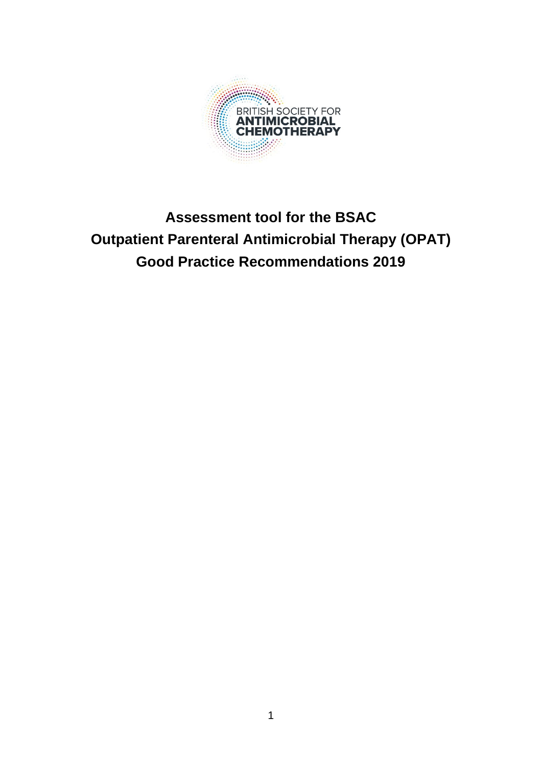BRITISH SOCIETY FOR
**ANTIMICROBIAL CHEMOTHERAPY**

# Assessment tool for the BSAC Outpatient Parenteral Antimicrobial Therapy (OPAT) Good Practice Recommendations 2019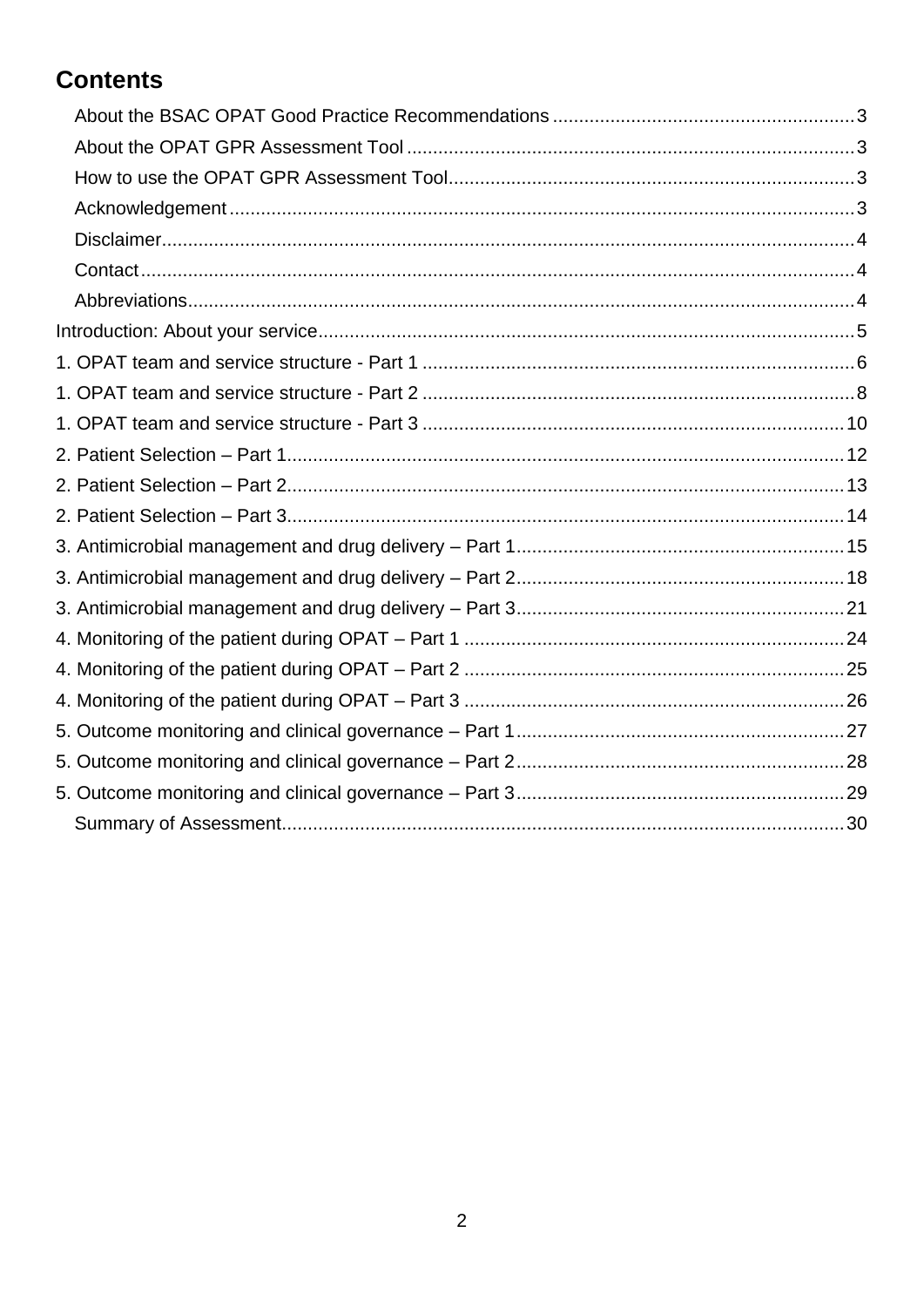# Contents

- About the BSAC OPAT Good Practice Recommendations ... 3
- About the OPAT GPR Assessment Tool ... 3
- How to use the OPAT GPR Assessment Tool ... 3
- Acknowledgement ... 3
- Disclaimer ... 4
- Contact ... 4
- Abbreviations ... 4

Introduction: About your service ... 5

1. OPAT team and service structure - Part 1 ... 6

1. OPAT team and service structure - Part 2 ... 8

1. OPAT team and service structure - Part 3 ... 10

2. Patient Selection – Part 1 ... 12

2. Patient Selection – Part 2 ... 13

2. Patient Selection – Part 3 ... 14

3. Antimicrobial management and drug delivery – Part 1 ... 15

3. Antimicrobial management and drug delivery – Part 2 ... 18

3. Antimicrobial management and drug delivery – Part 3 ... 21

4. Monitoring of the patient during OPAT – Part 1 ... 24

4. Monitoring of the patient during OPAT – Part 2 ... 25

4. Monitoring of the patient during OPAT – Part 3 ... 26

5. Outcome monitoring and clinical governance – Part 1 ... 27

5. Outcome monitoring and clinical governance – Part 2 ... 28

5. Outcome monitoring and clinical governance – Part 3 ... 29

- Summary of Assessment ... 30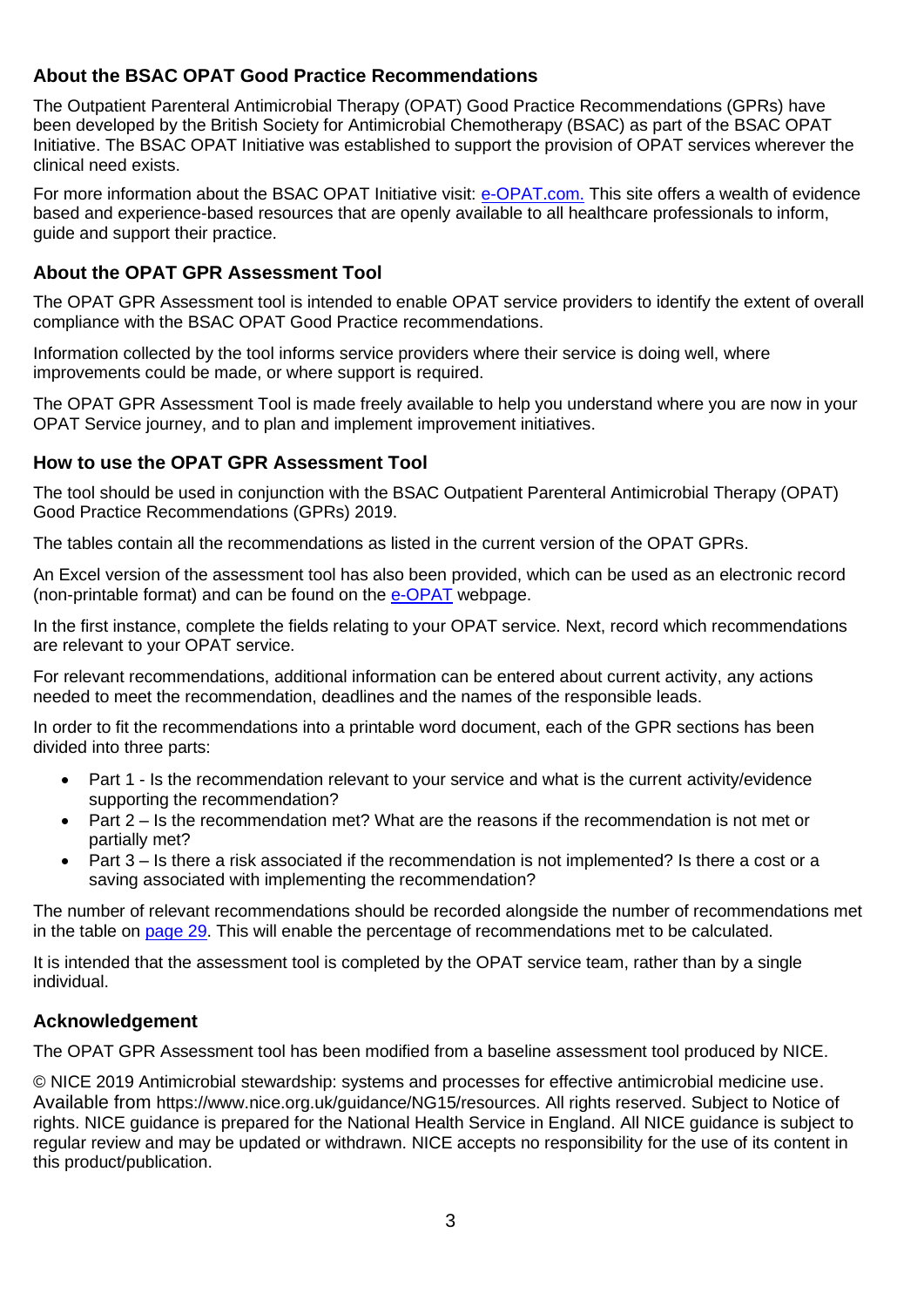## About the BSAC OPAT Good Practice Recommendations

The Outpatient Parenteral Antimicrobial Therapy (OPAT) Good Practice Recommendations (GPRs) have been developed by the British Society for Antimicrobial Chemotherapy (BSAC) as part of the BSAC OPAT Initiative. The BSAC OPAT Initiative was established to support the provision of OPAT services wherever the clinical need exists.

For more information about the BSAC OPAT Initiative visit: e-OPAT.com. This site offers a wealth of evidence based and experience-based resources that are openly available to all healthcare professionals to inform, guide and support their practice.

## About the OPAT GPR Assessment Tool

The OPAT GPR Assessment tool is intended to enable OPAT service providers to identify the extent of overall compliance with the BSAC OPAT Good Practice recommendations.

Information collected by the tool informs service providers where their service is doing well, where improvements could be made, or where support is required.

The OPAT GPR Assessment Tool is made freely available to help you understand where you are now in your OPAT Service journey, and to plan and implement improvement initiatives.

## How to use the OPAT GPR Assessment Tool

The tool should be used in conjunction with the BSAC Outpatient Parenteral Antimicrobial Therapy (OPAT) Good Practice Recommendations (GPRs) 2019.

The tables contain all the recommendations as listed in the current version of the OPAT GPRs.

An Excel version of the assessment tool has also been provided, which can be used as an electronic record (non-printable format) and can be found on the e-OPAT webpage.

In the first instance, complete the fields relating to your OPAT service. Next, record which recommendations are relevant to your OPAT service.

For relevant recommendations, additional information can be entered about current activity, any actions needed to meet the recommendation, deadlines and the names of the responsible leads.

In order to fit the recommendations into a printable word document, each of the GPR sections has been divided into three parts:

- Part 1 - Is the recommendation relevant to your service and what is the current activity/evidence supporting the recommendation?
- Part 2 – Is the recommendation met? What are the reasons if the recommendation is not met or partially met?
- Part 3 – Is there a risk associated if the recommendation is not implemented? Is there a cost or a saving associated with implementing the recommendation?

The number of relevant recommendations should be recorded alongside the number of recommendations met in the table on page 29. This will enable the percentage of recommendations met to be calculated.

It is intended that the assessment tool is completed by the OPAT service team, rather than by a single individual.

## Acknowledgement

The OPAT GPR Assessment tool has been modified from a baseline assessment tool produced by NICE.

© NICE 2019 Antimicrobial stewardship: systems and processes for effective antimicrobial medicine use. Available from https://www.nice.org.uk/guidance/NG15/resources. All rights reserved. Subject to Notice of rights. NICE guidance is prepared for the National Health Service in England. All NICE guidance is subject to regular review and may be updated or withdrawn. NICE accepts no responsibility for the use of its content in this product/publication.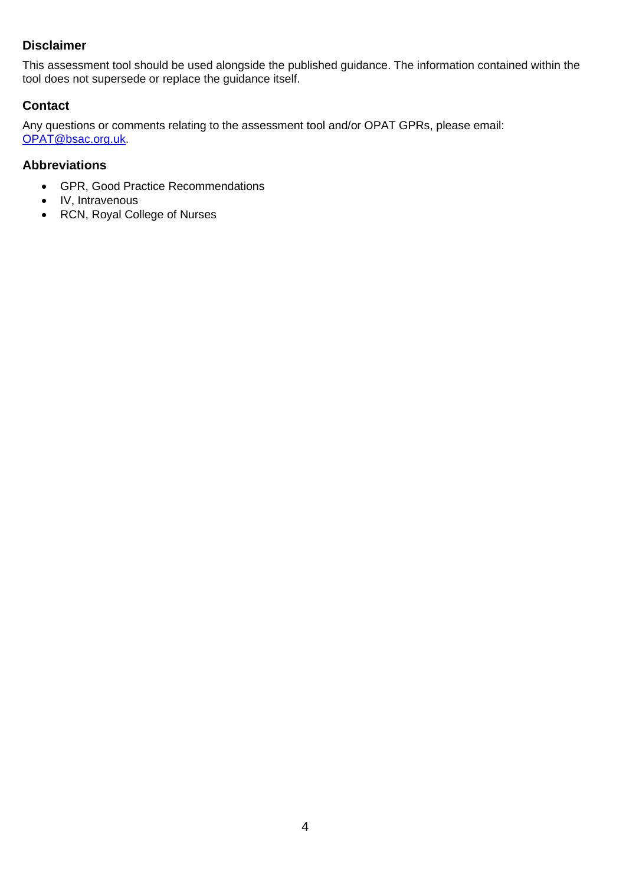## Disclaimer

This assessment tool should be used alongside the published guidance. The information contained within the tool does not supersede or replace the guidance itself.

## Contact

Any questions or comments relating to the assessment tool and/or OPAT GPRs, please email: OPAT@bsac.org.uk.

## Abbreviations

- GPR, Good Practice Recommendations
- IV, Intravenous
- RCN, Royal College of Nurses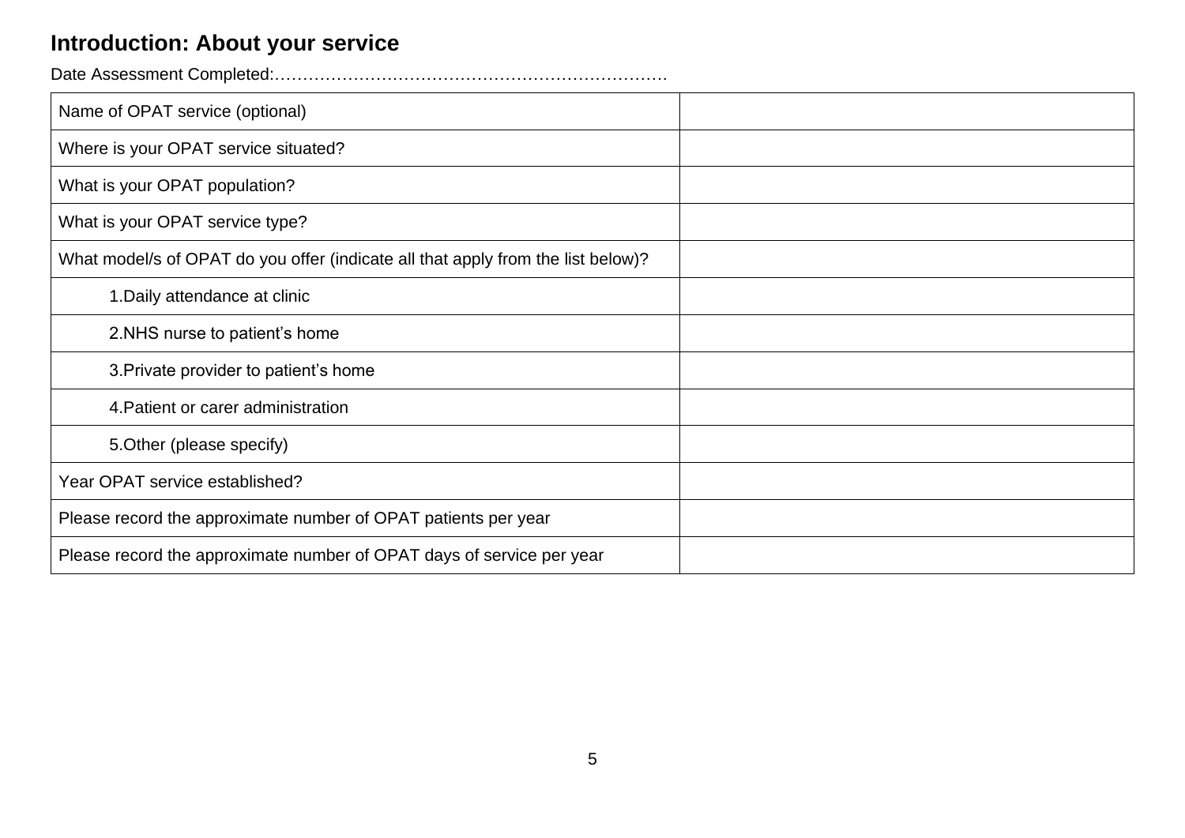## Introduction: About your service

Date Assessment Completed:………………………………………………………………

| Name of OPAT service (optional) | |
|---|---|
| Where is your OPAT service situated? | |
| What is your OPAT population? | |
| What is your OPAT service type? | |
| What model/s of OPAT do you offer (indicate all that apply from the list below)? | |
| 1.Daily attendance at clinic | |
| 2.NHS nurse to patient's home | |
| 3.Private provider to patient's home | |
| 4.Patient or carer administration | |
| 5.Other (please specify) | |
| Year OPAT service established? | |
| Please record the approximate number of OPAT patients per year | |
| Please record the approximate number of OPAT days of service per year | |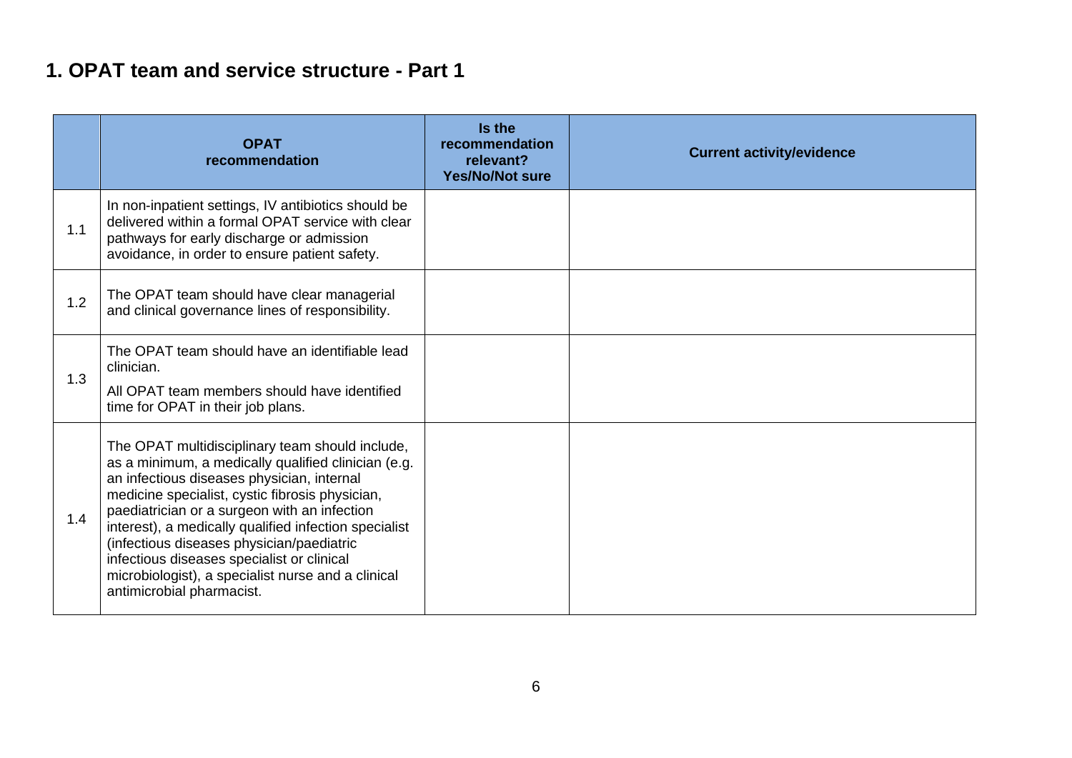## 1. OPAT team and service structure - Part 1

| | OPAT recommendation | Is the recommendation relevant? Yes/No/Not sure | Current activity/evidence |
|---|---|---|---|
| 1.1 | In non-inpatient settings, IV antibiotics should be delivered within a formal OPAT service with clear pathways for early discharge or admission avoidance, in order to ensure patient safety. | | |
| 1.2 | The OPAT team should have clear managerial and clinical governance lines of responsibility. | | |
| 1.3 | The OPAT team should have an identifiable lead clinician.<br>All OPAT team members should have identified time for OPAT in their job plans. | | |
| 1.4 | The OPAT multidisciplinary team should include, as a minimum, a medically qualified clinician (e.g. an infectious diseases physician, internal medicine specialist, cystic fibrosis physician, paediatrician or a surgeon with an infection interest), a medically qualified infection specialist (infectious diseases physician/paediatric infectious diseases specialist or clinical microbiologist), a specialist nurse and a clinical antimicrobial pharmacist. | | |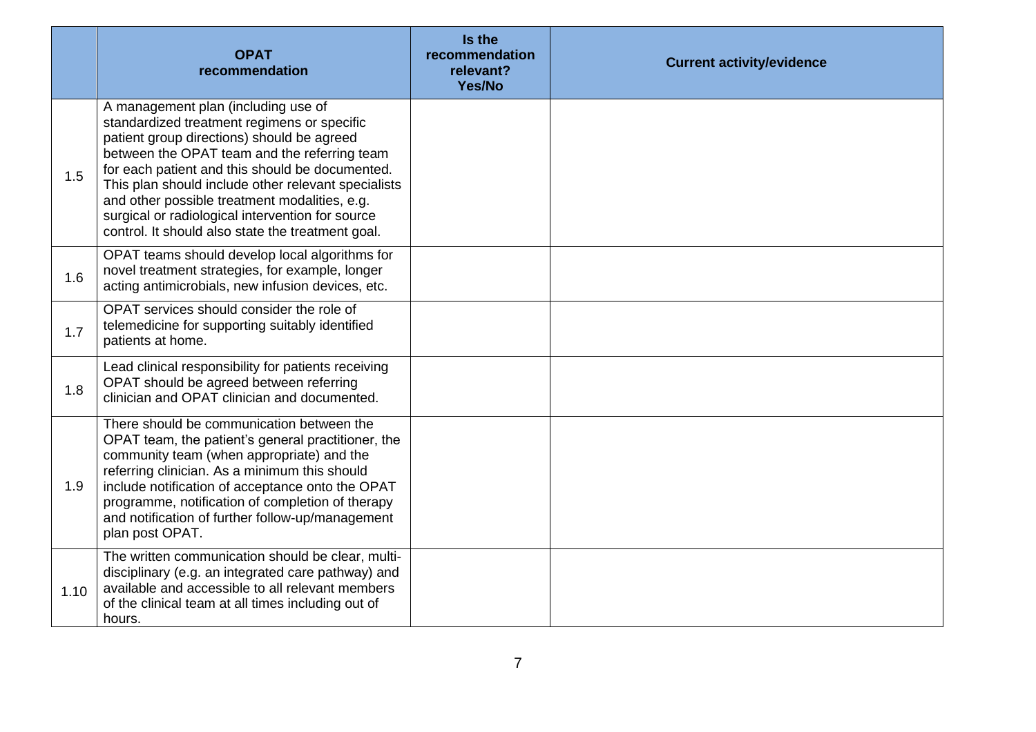| | OPAT recommendation | Is the recommendation relevant? Yes/No | Current activity/evidence |
|---|---|---|---|
| 1.5 | A management plan (including use of standardized treatment regimens or specific patient group directions) should be agreed between the OPAT team and the referring team for each patient and this should be documented. This plan should include other relevant specialists and other possible treatment modalities, e.g. surgical or radiological intervention for source control. It should also state the treatment goal. | | |
| 1.6 | OPAT teams should develop local algorithms for novel treatment strategies, for example, longer acting antimicrobials, new infusion devices, etc. | | |
| 1.7 | OPAT services should consider the role of telemedicine for supporting suitably identified patients at home. | | |
| 1.8 | Lead clinical responsibility for patients receiving OPAT should be agreed between referring clinician and OPAT clinician and documented. | | |
| 1.9 | There should be communication between the OPAT team, the patient's general practitioner, the community team (when appropriate) and the referring clinician. As a minimum this should include notification of acceptance onto the OPAT programme, notification of completion of therapy and notification of further follow-up/management plan post OPAT. | | |
| 1.10 | The written communication should be clear, multi-disciplinary (e.g. an integrated care pathway) and available and accessible to all relevant members of the clinical team at all times including out of hours. | | |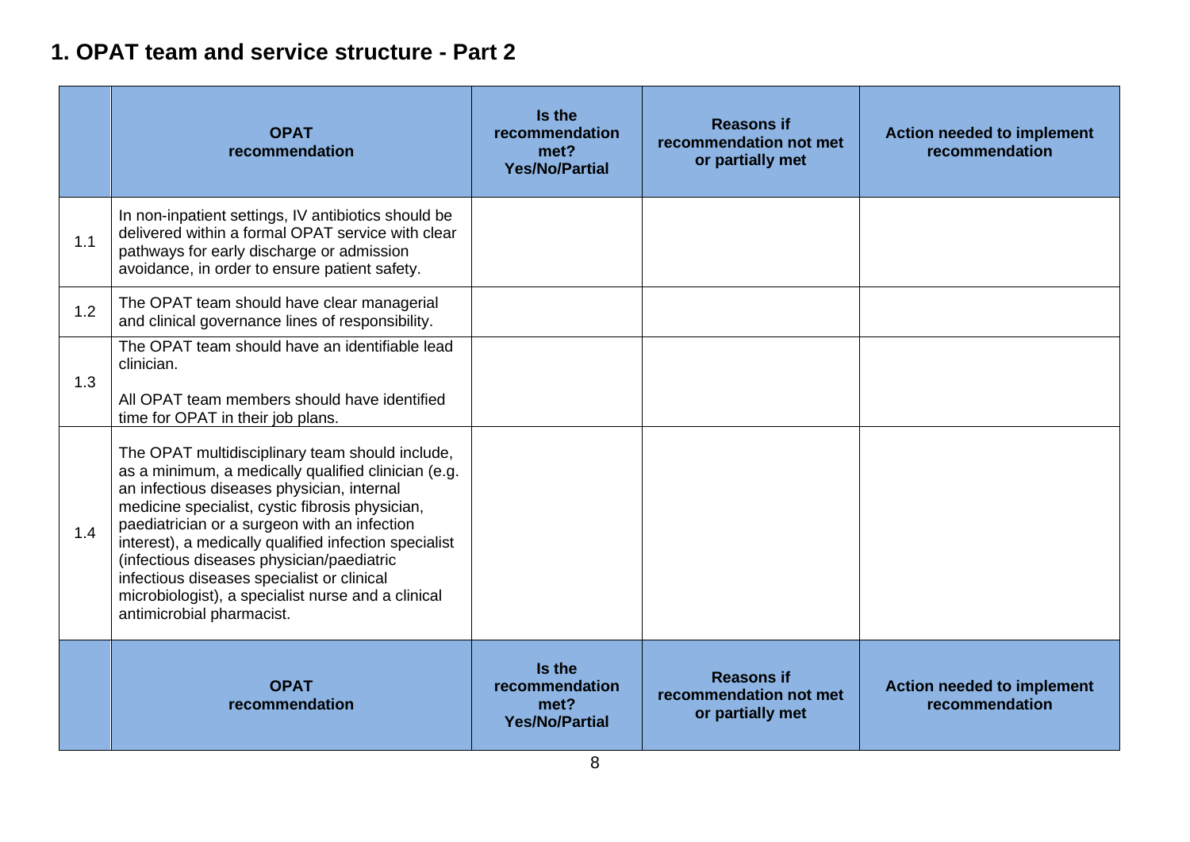## 1. OPAT team and service structure - Part 2

| | OPAT recommendation | Is the recommendation met? Yes/No/Partial | Reasons if recommendation not met or partially met | Action needed to implement recommendation |
|---|---|---|---|---|
| 1.1 | In non-inpatient settings, IV antibiotics should be delivered within a formal OPAT service with clear pathways for early discharge or admission avoidance, in order to ensure patient safety. | | | |
| 1.2 | The OPAT team should have clear managerial and clinical governance lines of responsibility. | | | |
| 1.3 | The OPAT team should have an identifiable lead clinician.<br><br>All OPAT team members should have identified time for OPAT in their job plans. | | | |
| 1.4 | The OPAT multidisciplinary team should include, as a minimum, a medically qualified clinician (e.g. an infectious diseases physician, internal medicine specialist, cystic fibrosis physician, paediatrician or a surgeon with an infection interest), a medically qualified infection specialist (infectious diseases physician/paediatric infectious diseases specialist or clinical microbiologist), a specialist nurse and a clinical antimicrobial pharmacist. | | | |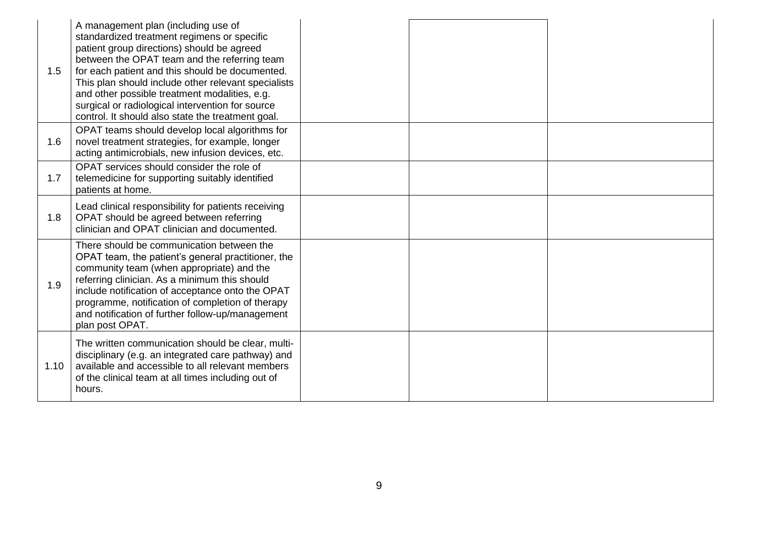| | | | | |
|---|---|---|---|---|
| 1.5 | A management plan (including use of standardized treatment regimens or specific patient group directions) should be agreed between the OPAT team and the referring team for each patient and this should be documented. This plan should include other relevant specialists and other possible treatment modalities, e.g. surgical or radiological intervention for source control. It should also state the treatment goal. | | | |
| 1.6 | OPAT teams should develop local algorithms for novel treatment strategies, for example, longer acting antimicrobials, new infusion devices, etc. | | | |
| 1.7 | OPAT services should consider the role of telemedicine for supporting suitably identified patients at home. | | | |
| 1.8 | Lead clinical responsibility for patients receiving OPAT should be agreed between referring clinician and OPAT clinician and documented. | | | |
| 1.9 | There should be communication between the OPAT team, the patient's general practitioner, the community team (when appropriate) and the referring clinician. As a minimum this should include notification of acceptance onto the OPAT programme, notification of completion of therapy and notification of further follow-up/management plan post OPAT. | | | |
| 1.10 | The written communication should be clear, multi-disciplinary (e.g. an integrated care pathway) and available and accessible to all relevant members of the clinical team at all times including out of hours. | | | |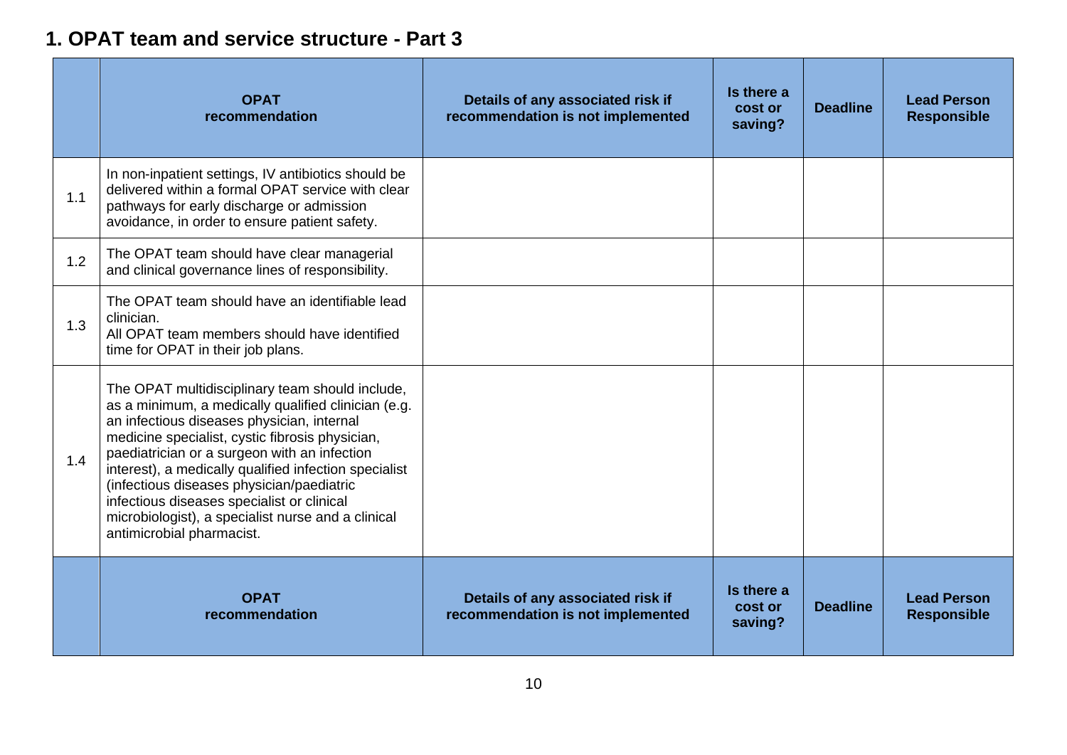## 1. OPAT team and service structure - Part 3

| | OPAT recommendation | Details of any associated risk if recommendation is not implemented | Is there a cost or saving? | Deadline | Lead Person Responsible |
|---|---|---|---|---|---|
| 1.1 | In non-inpatient settings, IV antibiotics should be delivered within a formal OPAT service with clear pathways for early discharge or admission avoidance, in order to ensure patient safety. | | | | |
| 1.2 | The OPAT team should have clear managerial and clinical governance lines of responsibility. | | | | |
| 1.3 | The OPAT team should have an identifiable lead clinician.<br>All OPAT team members should have identified time for OPAT in their job plans. | | | | |
| 1.4 | The OPAT multidisciplinary team should include, as a minimum, a medically qualified clinician (e.g. an infectious diseases physician, internal medicine specialist, cystic fibrosis physician, paediatrician or a surgeon with an infection interest), a medically qualified infection specialist (infectious diseases physician/paediatric infectious diseases specialist or clinical microbiologist), a specialist nurse and a clinical antimicrobial pharmacist. | | | | |
| | **OPAT recommendation** | **Details of any associated risk if recommendation is not implemented** | **Is there a cost or saving?** | **Deadline** | **Lead Person Responsible** |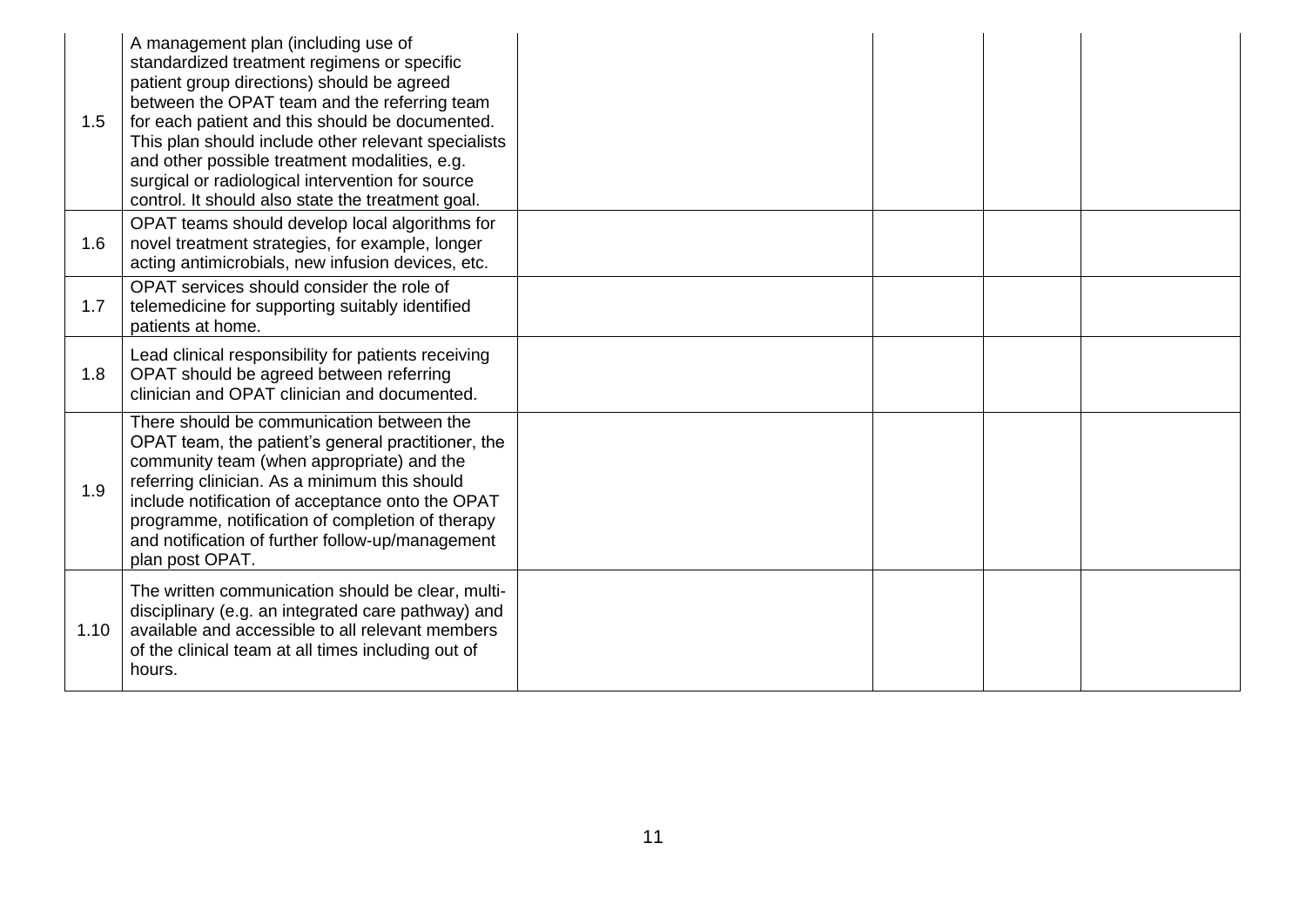| | | | | | |
|---|---|---|---|---|---|
| 1.5 | A management plan (including use of standardized treatment regimens or specific patient group directions) should be agreed between the OPAT team and the referring team for each patient and this should be documented. This plan should include other relevant specialists and other possible treatment modalities, e.g. surgical or radiological intervention for source control. It should also state the treatment goal. | | | | |
| 1.6 | OPAT teams should develop local algorithms for novel treatment strategies, for example, longer acting antimicrobials, new infusion devices, etc. | | | | |
| 1.7 | OPAT services should consider the role of telemedicine for supporting suitably identified patients at home. | | | | |
| 1.8 | Lead clinical responsibility for patients receiving OPAT should be agreed between referring clinician and OPAT clinician and documented. | | | | |
| 1.9 | There should be communication between the OPAT team, the patient's general practitioner, the community team (when appropriate) and the referring clinician. As a minimum this should include notification of acceptance onto the OPAT programme, notification of completion of therapy and notification of further follow-up/management plan post OPAT. | | | | |
| 1.10 | The written communication should be clear, multi-disciplinary (e.g. an integrated care pathway) and available and accessible to all relevant members of the clinical team at all times including out of hours. | | | | |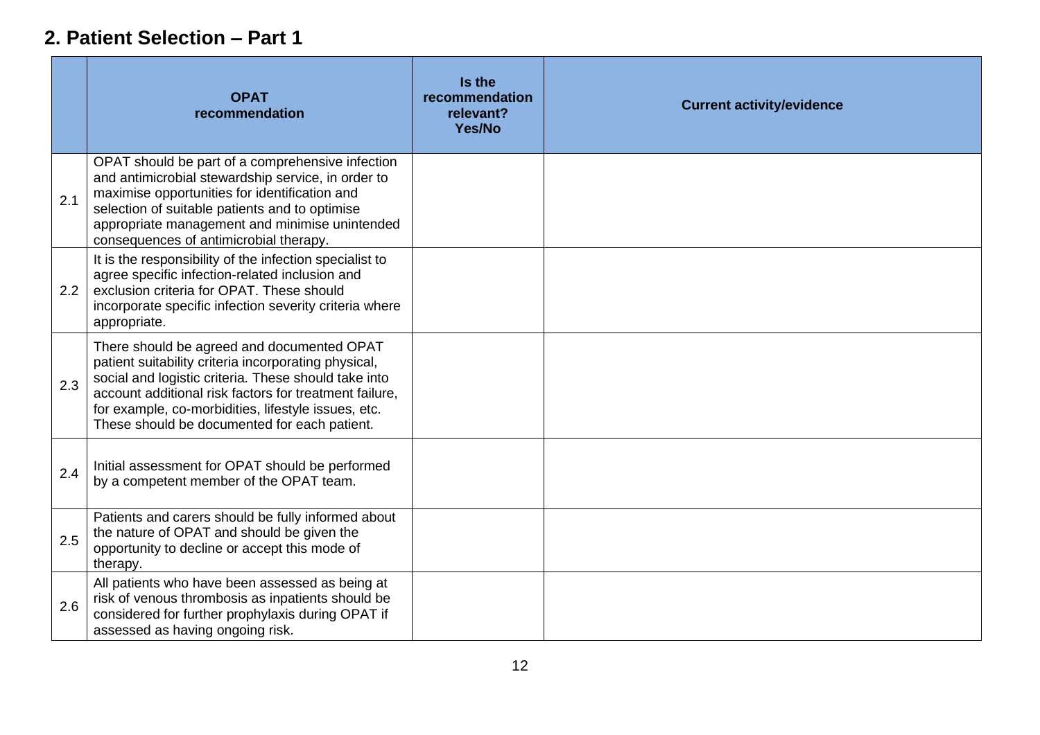## 2. Patient Selection – Part 1

| | OPAT recommendation | Is the recommendation relevant? Yes/No | Current activity/evidence |
|---|---|---|---|
| 2.1 | OPAT should be part of a comprehensive infection and antimicrobial stewardship service, in order to maximise opportunities for identification and selection of suitable patients and to optimise appropriate management and minimise unintended consequences of antimicrobial therapy. | | |
| 2.2 | It is the responsibility of the infection specialist to agree specific infection-related inclusion and exclusion criteria for OPAT. These should incorporate specific infection severity criteria where appropriate. | | |
| 2.3 | There should be agreed and documented OPAT patient suitability criteria incorporating physical, social and logistic criteria. These should take into account additional risk factors for treatment failure, for example, co-morbidities, lifestyle issues, etc. These should be documented for each patient. | | |
| 2.4 | Initial assessment for OPAT should be performed by a competent member of the OPAT team. | | |
| 2.5 | Patients and carers should be fully informed about the nature of OPAT and should be given the opportunity to decline or accept this mode of therapy. | | |
| 2.6 | All patients who have been assessed as being at risk of venous thrombosis as inpatients should be considered for further prophylaxis during OPAT if assessed as having ongoing risk. | | |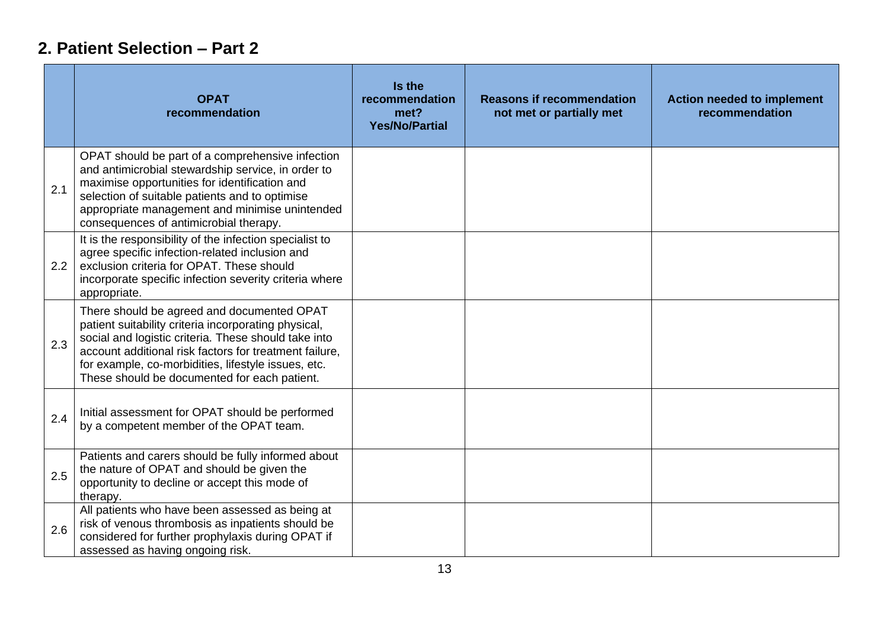## 2. Patient Selection – Part 2

| | OPAT recommendation | Is the recommendation met? Yes/No/Partial | Reasons if recommendation not met or partially met | Action needed to implement recommendation |
|---|---|---|---|---|
| 2.1 | OPAT should be part of a comprehensive infection and antimicrobial stewardship service, in order to maximise opportunities for identification and selection of suitable patients and to optimise appropriate management and minimise unintended consequences of antimicrobial therapy. | | | |
| 2.2 | It is the responsibility of the infection specialist to agree specific infection-related inclusion and exclusion criteria for OPAT. These should incorporate specific infection severity criteria where appropriate. | | | |
| 2.3 | There should be agreed and documented OPAT patient suitability criteria incorporating physical, social and logistic criteria. These should take into account additional risk factors for treatment failure, for example, co-morbidities, lifestyle issues, etc. These should be documented for each patient. | | | |
| 2.4 | Initial assessment for OPAT should be performed by a competent member of the OPAT team. | | | |
| 2.5 | Patients and carers should be fully informed about the nature of OPAT and should be given the opportunity to decline or accept this mode of therapy. | | | |
| 2.6 | All patients who have been assessed as being at risk of venous thrombosis as inpatients should be considered for further prophylaxis during OPAT if assessed as having ongoing risk. | | | |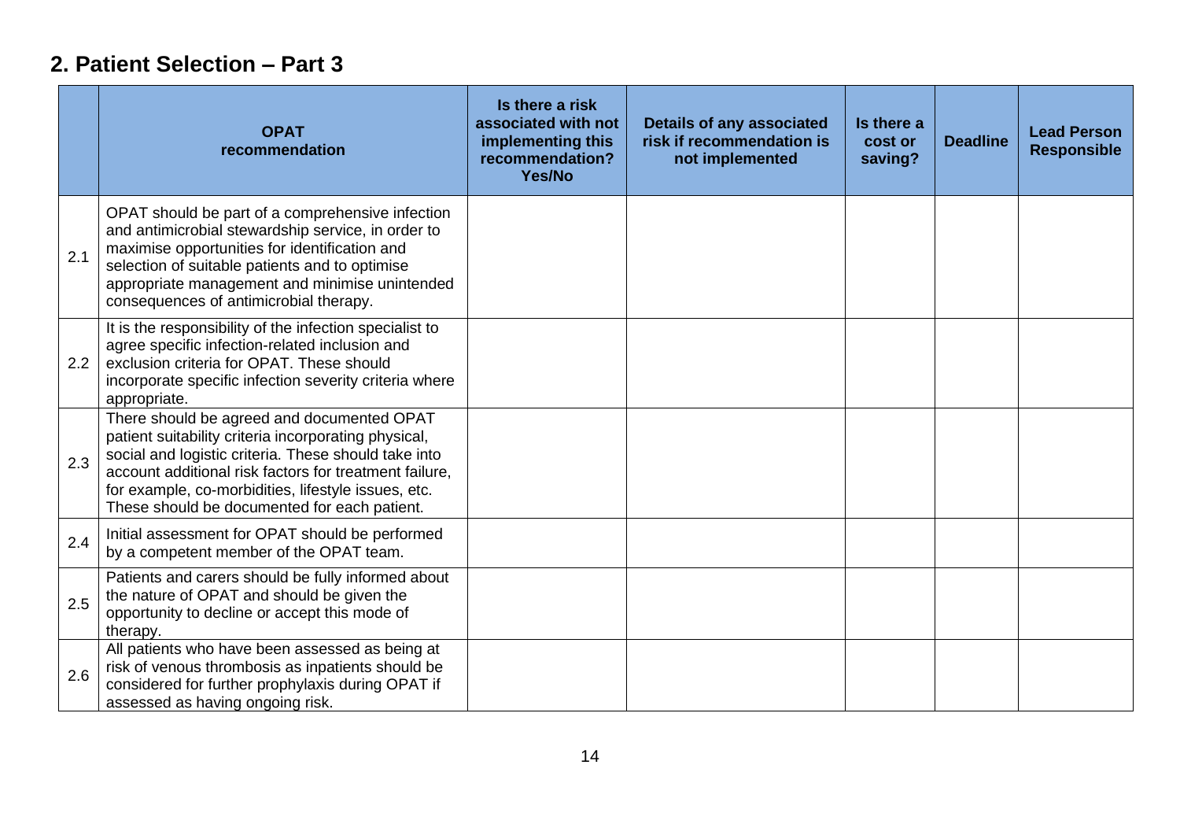## 2. Patient Selection – Part 3

| | OPAT recommendation | Is there a risk associated with not implementing this recommendation? Yes/No | Details of any associated risk if recommendation is not implemented | Is there a cost or saving? | Deadline | Lead Person Responsible |
|---|---|---|---|---|---|---|
| 2.1 | OPAT should be part of a comprehensive infection and antimicrobial stewardship service, in order to maximise opportunities for identification and selection of suitable patients and to optimise appropriate management and minimise unintended consequences of antimicrobial therapy. | | | | | |
| 2.2 | It is the responsibility of the infection specialist to agree specific infection-related inclusion and exclusion criteria for OPAT. These should incorporate specific infection severity criteria where appropriate. | | | | | |
| 2.3 | There should be agreed and documented OPAT patient suitability criteria incorporating physical, social and logistic criteria. These should take into account additional risk factors for treatment failure, for example, co-morbidities, lifestyle issues, etc. These should be documented for each patient. | | | | | |
| 2.4 | Initial assessment for OPAT should be performed by a competent member of the OPAT team. | | | | | |
| 2.5 | Patients and carers should be fully informed about the nature of OPAT and should be given the opportunity to decline or accept this mode of therapy. | | | | | |
| 2.6 | All patients who have been assessed as being at risk of venous thrombosis as inpatients should be considered for further prophylaxis during OPAT if assessed as having ongoing risk. | | | | | |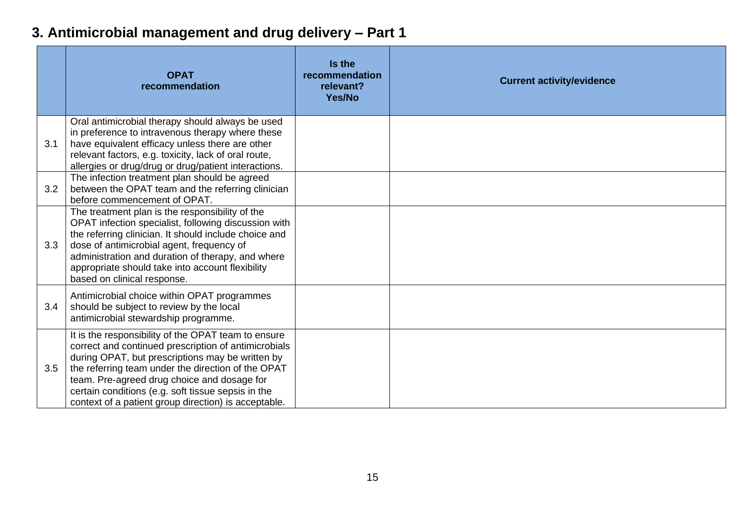# 3. Antimicrobial management and drug delivery – Part 1

| | OPAT recommendation | Is the recommendation relevant? Yes/No | Current activity/evidence |
|---|---|---|---|
| 3.1 | Oral antimicrobial therapy should always be used in preference to intravenous therapy where these have equivalent efficacy unless there are other relevant factors, e.g. toxicity, lack of oral route, allergies or drug/drug or drug/patient interactions. | | |
| 3.2 | The infection treatment plan should be agreed between the OPAT team and the referring clinician before commencement of OPAT. | | |
| 3.3 | The treatment plan is the responsibility of the OPAT infection specialist, following discussion with the referring clinician. It should include choice and dose of antimicrobial agent, frequency of administration and duration of therapy, and where appropriate should take into account flexibility based on clinical response. | | |
| 3.4 | Antimicrobial choice within OPAT programmes should be subject to review by the local antimicrobial stewardship programme. | | |
| 3.5 | It is the responsibility of the OPAT team to ensure correct and continued prescription of antimicrobials during OPAT, but prescriptions may be written by the referring team under the direction of the OPAT team. Pre-agreed drug choice and dosage for certain conditions (e.g. soft tissue sepsis in the context of a patient group direction) is acceptable. | | |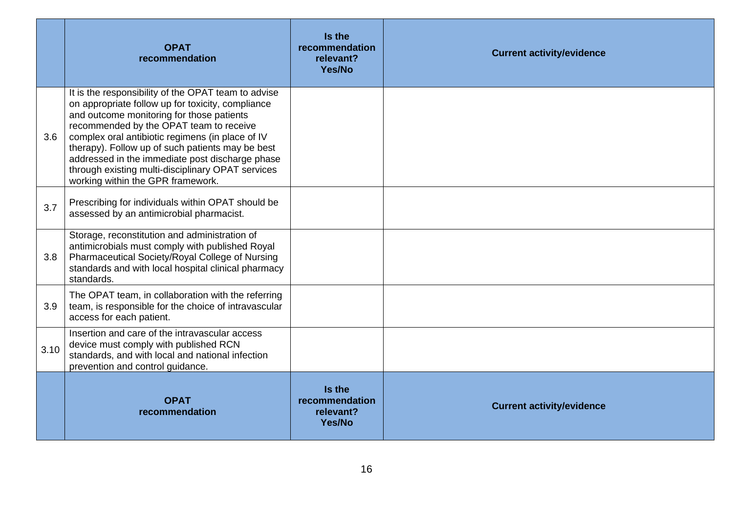| | OPAT recommendation | Is the recommendation relevant? Yes/No | Current activity/evidence |
|---|---|---|---|
| 3.6 | It is the responsibility of the OPAT team to advise on appropriate follow up for toxicity, compliance and outcome monitoring for those patients recommended by the OPAT team to receive complex oral antibiotic regimens (in place of IV therapy). Follow up of such patients may be best addressed in the immediate post discharge phase through existing multi-disciplinary OPAT services working within the GPR framework. | | |
| 3.7 | Prescribing for individuals within OPAT should be assessed by an antimicrobial pharmacist. | | |
| 3.8 | Storage, reconstitution and administration of antimicrobials must comply with published Royal Pharmaceutical Society/Royal College of Nursing standards and with local hospital clinical pharmacy standards. | | |
| 3.9 | The OPAT team, in collaboration with the referring team, is responsible for the choice of intravascular access for each patient. | | |
| 3.10 | Insertion and care of the intravascular access device must comply with published RCN standards, and with local and national infection prevention and control guidance. | | |
| | **OPAT recommendation** | **Is the recommendation relevant? Yes/No** | **Current activity/evidence** |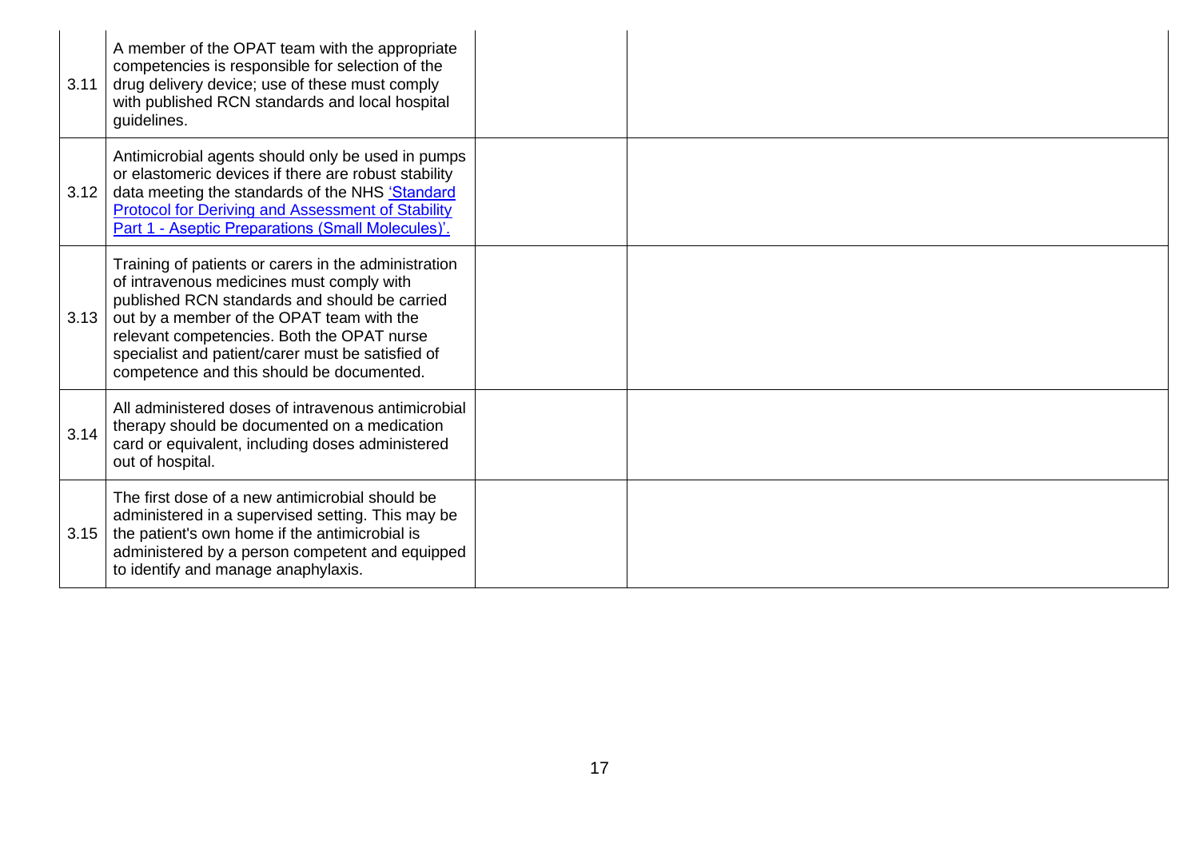| | | | |
|---|---|---|---|
| 3.11 | A member of the OPAT team with the appropriate competencies is responsible for selection of the drug delivery device; use of these must comply with published RCN standards and local hospital guidelines. | | |
| 3.12 | Antimicrobial agents should only be used in pumps or elastomeric devices if there are robust stability data meeting the standards of the NHS 'Standard Protocol for Deriving and Assessment of Stability Part 1 - Aseptic Preparations (Small Molecules)'. | | |
| 3.13 | Training of patients or carers in the administration of intravenous medicines must comply with published RCN standards and should be carried out by a member of the OPAT team with the relevant competencies. Both the OPAT nurse specialist and patient/carer must be satisfied of competence and this should be documented. | | |
| 3.14 | All administered doses of intravenous antimicrobial therapy should be documented on a medication card or equivalent, including doses administered out of hospital. | | |
| 3.15 | The first dose of a new antimicrobial should be administered in a supervised setting. This may be the patient's own home if the antimicrobial is administered by a person competent and equipped to identify and manage anaphylaxis. | | |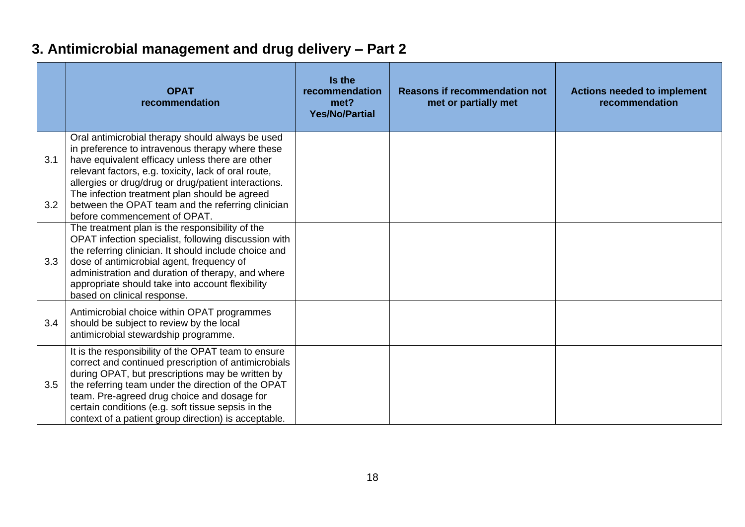## 3. Antimicrobial management and drug delivery – Part 2

| | OPAT recommendation | Is the recommendation met? Yes/No/Partial | Reasons if recommendation not met or partially met | Actions needed to implement recommendation |
|---|---|---|---|---|
| 3.1 | Oral antimicrobial therapy should always be used in preference to intravenous therapy where these have equivalent efficacy unless there are other relevant factors, e.g. toxicity, lack of oral route, allergies or drug/drug or drug/patient interactions. | | | |
| 3.2 | The infection treatment plan should be agreed between the OPAT team and the referring clinician before commencement of OPAT. | | | |
| 3.3 | The treatment plan is the responsibility of the OPAT infection specialist, following discussion with the referring clinician. It should include choice and dose of antimicrobial agent, frequency of administration and duration of therapy, and where appropriate should take into account flexibility based on clinical response. | | | |
| 3.4 | Antimicrobial choice within OPAT programmes should be subject to review by the local antimicrobial stewardship programme. | | | |
| 3.5 | It is the responsibility of the OPAT team to ensure correct and continued prescription of antimicrobials during OPAT, but prescriptions may be written by the referring team under the direction of the OPAT team. Pre-agreed drug choice and dosage for certain conditions (e.g. soft tissue sepsis in the context of a patient group direction) is acceptable. | | | |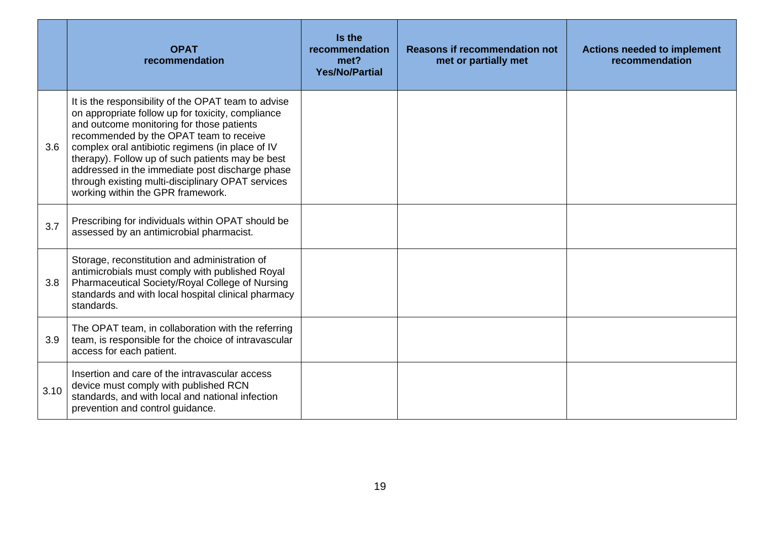| | OPAT recommendation | Is the recommendation met? Yes/No/Partial | Reasons if recommendation not met or partially met | Actions needed to implement recommendation |
|---|---|---|---|---|
| 3.6 | It is the responsibility of the OPAT team to advise on appropriate follow up for toxicity, compliance and outcome monitoring for those patients recommended by the OPAT team to receive complex oral antibiotic regimens (in place of IV therapy). Follow up of such patients may be best addressed in the immediate post discharge phase through existing multi-disciplinary OPAT services working within the GPR framework. | | | |
| 3.7 | Prescribing for individuals within OPAT should be assessed by an antimicrobial pharmacist. | | | |
| 3.8 | Storage, reconstitution and administration of antimicrobials must comply with published Royal Pharmaceutical Society/Royal College of Nursing standards and with local hospital clinical pharmacy standards. | | | |
| 3.9 | The OPAT team, in collaboration with the referring team, is responsible for the choice of intravascular access for each patient. | | | |
| 3.10 | Insertion and care of the intravascular access device must comply with published RCN standards, and with local and national infection prevention and control guidance. | | | |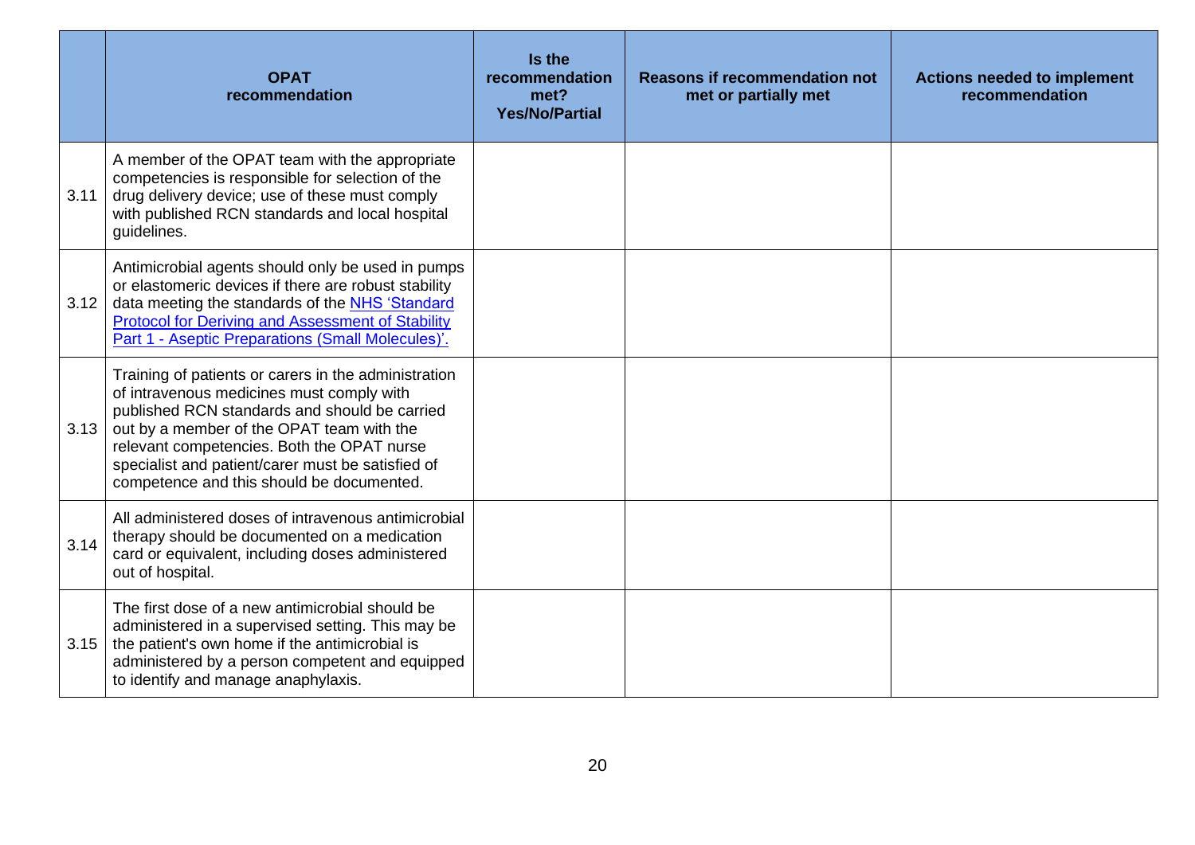| | OPAT recommendation | Is the recommendation met? Yes/No/Partial | Reasons if recommendation not met or partially met | Actions needed to implement recommendation |
|---|---|---|---|---|
| 3.11 | A member of the OPAT team with the appropriate competencies is responsible for selection of the drug delivery device; use of these must comply with published RCN standards and local hospital guidelines. | | | |
| 3.12 | Antimicrobial agents should only be used in pumps or elastomeric devices if there are robust stability data meeting the standards of the [NHS 'Standard Protocol for Deriving and Assessment of Stability Part 1 - Aseptic Preparations (Small Molecules)'.]() | | | |
| 3.13 | Training of patients or carers in the administration of intravenous medicines must comply with published RCN standards and should be carried out by a member of the OPAT team with the relevant competencies. Both the OPAT nurse specialist and patient/carer must be satisfied of competence and this should be documented. | | | |
| 3.14 | All administered doses of intravenous antimicrobial therapy should be documented on a medication card or equivalent, including doses administered out of hospital. | | | |
| 3.15 | The first dose of a new antimicrobial should be administered in a supervised setting. This may be the patient's own home if the antimicrobial is administered by a person competent and equipped to identify and manage anaphylaxis. | | | |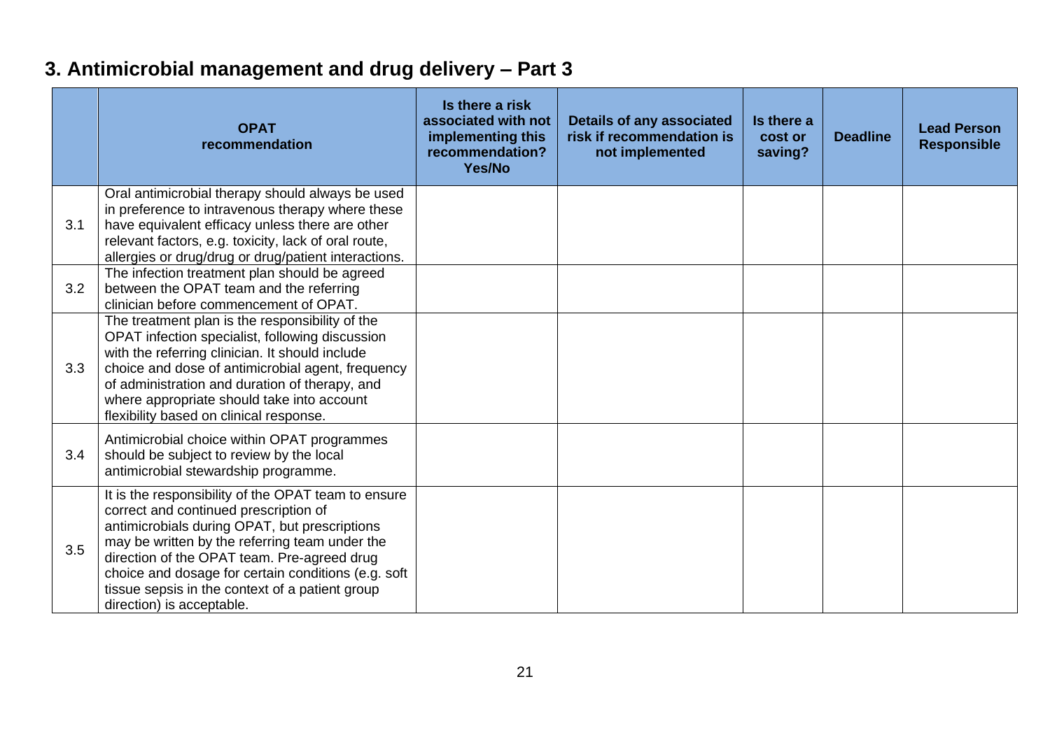## 3. Antimicrobial management and drug delivery – Part 3

| | OPAT recommendation | Is there a risk associated with not implementing this recommendation? Yes/No | Details of any associated risk if recommendation is not implemented | Is there a cost or saving? | Deadline | Lead Person Responsible |
|---|---|---|---|---|---|---|
| 3.1 | Oral antimicrobial therapy should always be used in preference to intravenous therapy where these have equivalent efficacy unless there are other relevant factors, e.g. toxicity, lack of oral route, allergies or drug/drug or drug/patient interactions. | | | | | |
| 3.2 | The infection treatment plan should be agreed between the OPAT team and the referring clinician before commencement of OPAT. | | | | | |
| 3.3 | The treatment plan is the responsibility of the OPAT infection specialist, following discussion with the referring clinician. It should include choice and dose of antimicrobial agent, frequency of administration and duration of therapy, and where appropriate should take into account flexibility based on clinical response. | | | | | |
| 3.4 | Antimicrobial choice within OPAT programmes should be subject to review by the local antimicrobial stewardship programme. | | | | | |
| 3.5 | It is the responsibility of the OPAT team to ensure correct and continued prescription of antimicrobials during OPAT, but prescriptions may be written by the referring team under the direction of the OPAT team. Pre-agreed drug choice and dosage for certain conditions (e.g. soft tissue sepsis in the context of a patient group direction) is acceptable. | | | | | |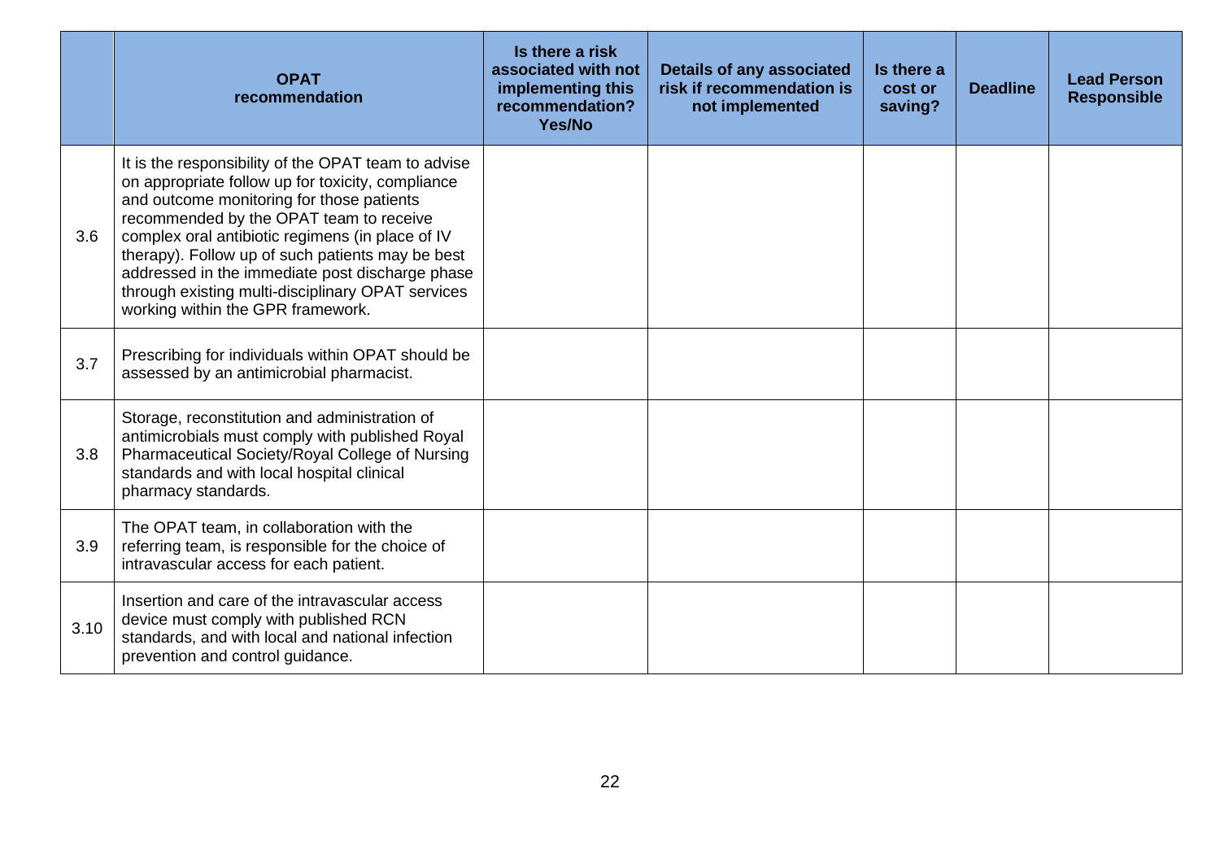| | OPAT recommendation | Is there a risk associated with not implementing this recommendation? Yes/No | Details of any associated risk if recommendation is not implemented | Is there a cost or saving? | Deadline | Lead Person Responsible |
|---|---|---|---|---|---|---|
| 3.6 | It is the responsibility of the OPAT team to advise on appropriate follow up for toxicity, compliance and outcome monitoring for those patients recommended by the OPAT team to receive complex oral antibiotic regimens (in place of IV therapy). Follow up of such patients may be best addressed in the immediate post discharge phase through existing multi-disciplinary OPAT services working within the GPR framework. | | | | | |
| 3.7 | Prescribing for individuals within OPAT should be assessed by an antimicrobial pharmacist. | | | | | |
| 3.8 | Storage, reconstitution and administration of antimicrobials must comply with published Royal Pharmaceutical Society/Royal College of Nursing standards and with local hospital clinical pharmacy standards. | | | | | |
| 3.9 | The OPAT team, in collaboration with the referring team, is responsible for the choice of intravascular access for each patient. | | | | | |
| 3.10 | Insertion and care of the intravascular access device must comply with published RCN standards, and with local and national infection prevention and control guidance. | | | | | |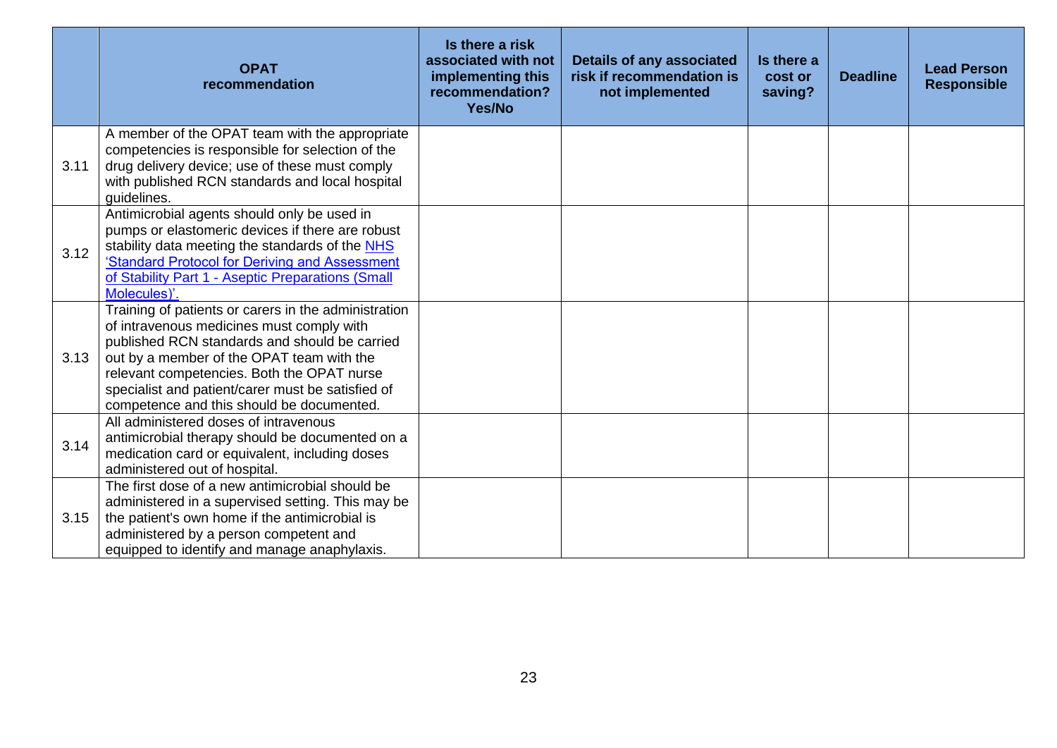| | OPAT recommendation | Is there a risk associated with not implementing this recommendation? Yes/No | Details of any associated risk if recommendation is not implemented | Is there a cost or saving? | Deadline | Lead Person Responsible |
|---|---|---|---|---|---|---|
| 3.11 | A member of the OPAT team with the appropriate competencies is responsible for selection of the drug delivery device; use of these must comply with published RCN standards and local hospital guidelines. | | | | | |
| 3.12 | Antimicrobial agents should only be used in pumps or elastomeric devices if there are robust stability data meeting the standards of the NHS 'Standard Protocol for Deriving and Assessment of Stability Part 1 - Aseptic Preparations (Small Molecules)'. | | | | | |
| 3.13 | Training of patients or carers in the administration of intravenous medicines must comply with published RCN standards and should be carried out by a member of the OPAT team with the relevant competencies. Both the OPAT nurse specialist and patient/carer must be satisfied of competence and this should be documented. | | | | | |
| 3.14 | All administered doses of intravenous antimicrobial therapy should be documented on a medication card or equivalent, including doses administered out of hospital. | | | | | |
| 3.15 | The first dose of a new antimicrobial should be administered in a supervised setting. This may be the patient's own home if the antimicrobial is administered by a person competent and equipped to identify and manage anaphylaxis. | | | | | |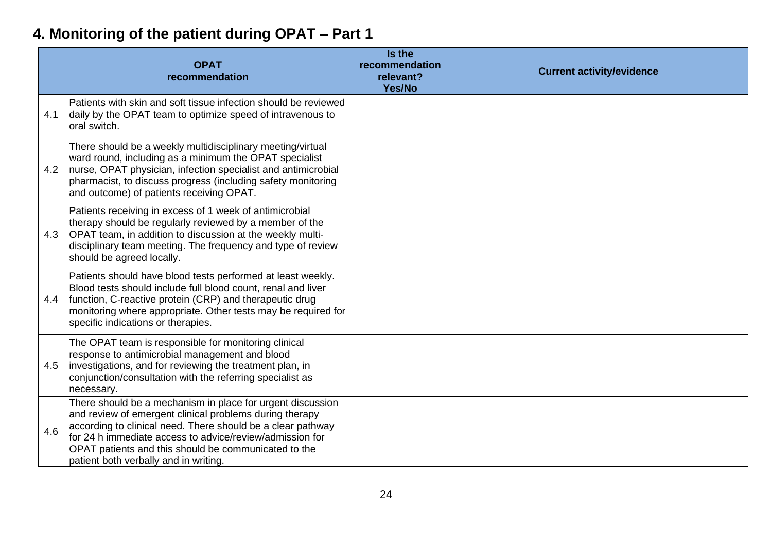## 4. Monitoring of the patient during OPAT – Part 1

| | OPAT recommendation | Is the recommendation relevant? Yes/No | Current activity/evidence |
|---|---|---|---|
| 4.1 | Patients with skin and soft tissue infection should be reviewed daily by the OPAT team to optimize speed of intravenous to oral switch. | | |
| 4.2 | There should be a weekly multidisciplinary meeting/virtual ward round, including as a minimum the OPAT specialist nurse, OPAT physician, infection specialist and antimicrobial pharmacist, to discuss progress (including safety monitoring and outcome) of patients receiving OPAT. | | |
| 4.3 | Patients receiving in excess of 1 week of antimicrobial therapy should be regularly reviewed by a member of the OPAT team, in addition to discussion at the weekly multi-disciplinary team meeting. The frequency and type of review should be agreed locally. | | |
| 4.4 | Patients should have blood tests performed at least weekly. Blood tests should include full blood count, renal and liver function, C-reactive protein (CRP) and therapeutic drug monitoring where appropriate. Other tests may be required for specific indications or therapies. | | |
| 4.5 | The OPAT team is responsible for monitoring clinical response to antimicrobial management and blood investigations, and for reviewing the treatment plan, in conjunction/consultation with the referring specialist as necessary. | | |
| 4.6 | There should be a mechanism in place for urgent discussion and review of emergent clinical problems during therapy according to clinical need. There should be a clear pathway for 24 h immediate access to advice/review/admission for OPAT patients and this should be communicated to the patient both verbally and in writing. | | |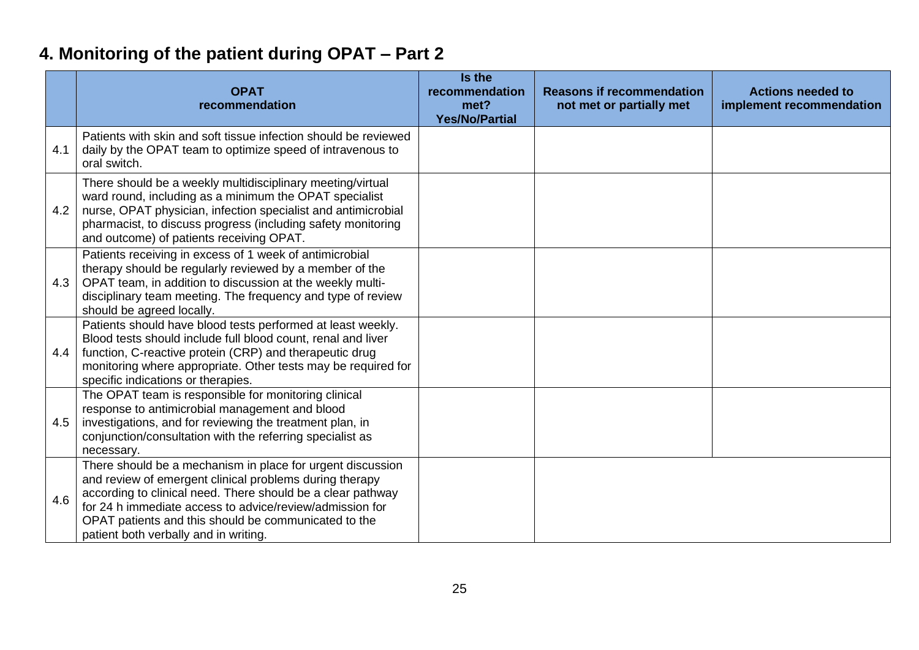## 4. Monitoring of the patient during OPAT – Part 2

| | OPAT recommendation | Is the recommendation met? Yes/No/Partial | Reasons if recommendation not met or partially met | Actions needed to implement recommendation |
|---|---|---|---|---|
| 4.1 | Patients with skin and soft tissue infection should be reviewed daily by the OPAT team to optimize speed of intravenous to oral switch. | | | |
| 4.2 | There should be a weekly multidisciplinary meeting/virtual ward round, including as a minimum the OPAT specialist nurse, OPAT physician, infection specialist and antimicrobial pharmacist, to discuss progress (including safety monitoring and outcome) of patients receiving OPAT. | | | |
| 4.3 | Patients receiving in excess of 1 week of antimicrobial therapy should be regularly reviewed by a member of the OPAT team, in addition to discussion at the weekly multi-disciplinary team meeting. The frequency and type of review should be agreed locally. | | | |
| 4.4 | Patients should have blood tests performed at least weekly. Blood tests should include full blood count, renal and liver function, C-reactive protein (CRP) and therapeutic drug monitoring where appropriate. Other tests may be required for specific indications or therapies. | | | |
| 4.5 | The OPAT team is responsible for monitoring clinical response to antimicrobial management and blood investigations, and for reviewing the treatment plan, in conjunction/consultation with the referring specialist as necessary. | | | |
| 4.6 | There should be a mechanism in place for urgent discussion and review of emergent clinical problems during therapy according to clinical need. There should be a clear pathway for 24 h immediate access to advice/review/admission for OPAT patients and this should be communicated to the patient both verbally and in writing. | | | |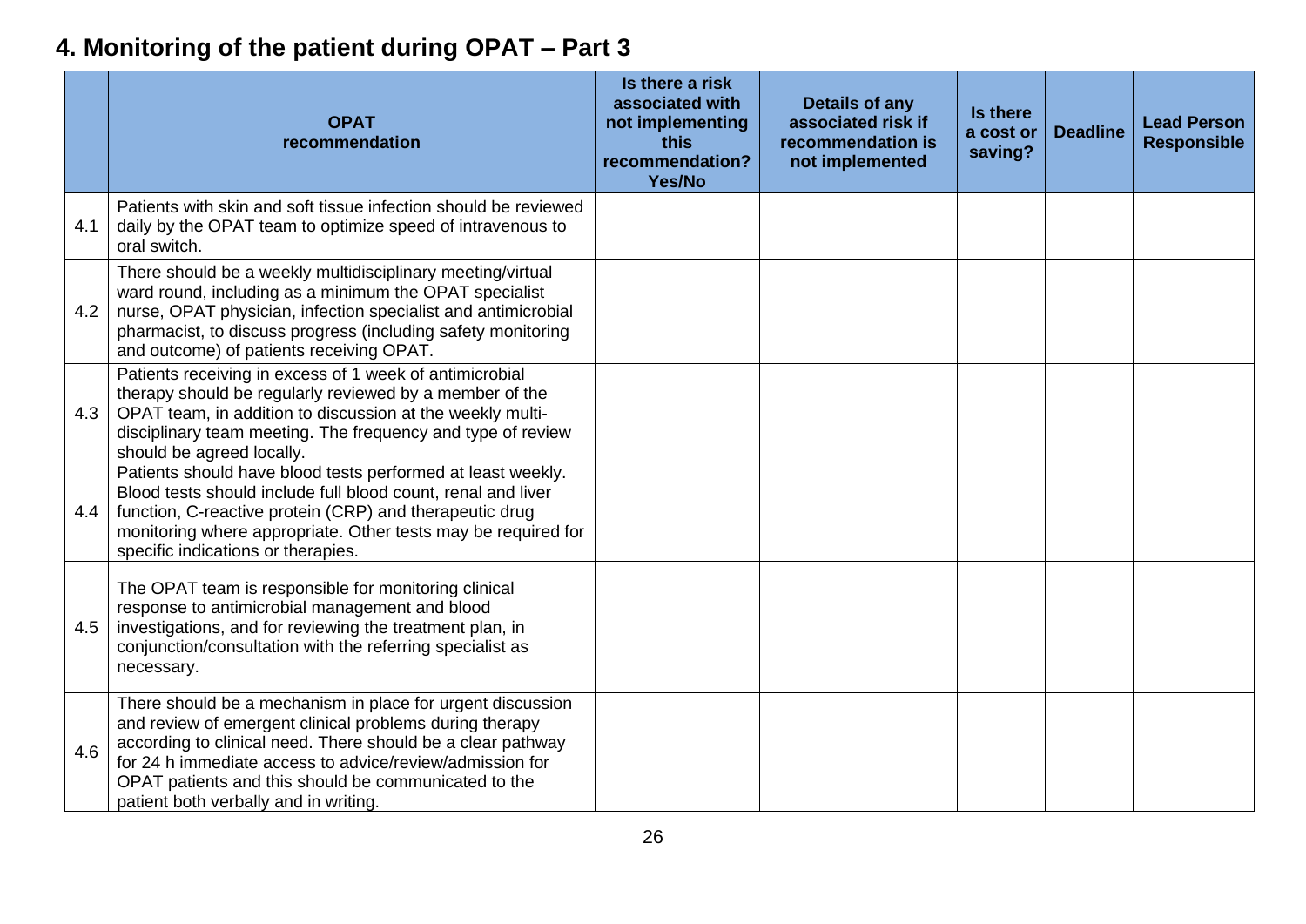# 4. Monitoring of the patient during OPAT – Part 3

| | OPAT recommendation | Is there a risk associated with not implementing this recommendation? Yes/No | Details of any associated risk if recommendation is not implemented | Is there a cost or saving? | Deadline | Lead Person Responsible |
|---|---|---|---|---|---|---|
| 4.1 | Patients with skin and soft tissue infection should be reviewed daily by the OPAT team to optimize speed of intravenous to oral switch. | | | | | |
| 4.2 | There should be a weekly multidisciplinary meeting/virtual ward round, including as a minimum the OPAT specialist nurse, OPAT physician, infection specialist and antimicrobial pharmacist, to discuss progress (including safety monitoring and outcome) of patients receiving OPAT. | | | | | |
| 4.3 | Patients receiving in excess of 1 week of antimicrobial therapy should be regularly reviewed by a member of the OPAT team, in addition to discussion at the weekly multi-disciplinary team meeting. The frequency and type of review should be agreed locally. | | | | | |
| 4.4 | Patients should have blood tests performed at least weekly. Blood tests should include full blood count, renal and liver function, C-reactive protein (CRP) and therapeutic drug monitoring where appropriate. Other tests may be required for specific indications or therapies. | | | | | |
| 4.5 | The OPAT team is responsible for monitoring clinical response to antimicrobial management and blood investigations, and for reviewing the treatment plan, in conjunction/consultation with the referring specialist as necessary. | | | | | |
| 4.6 | There should be a mechanism in place for urgent discussion and review of emergent clinical problems during therapy according to clinical need. There should be a clear pathway for 24 h immediate access to advice/review/admission for OPAT patients and this should be communicated to the patient both verbally and in writing. | | | | | |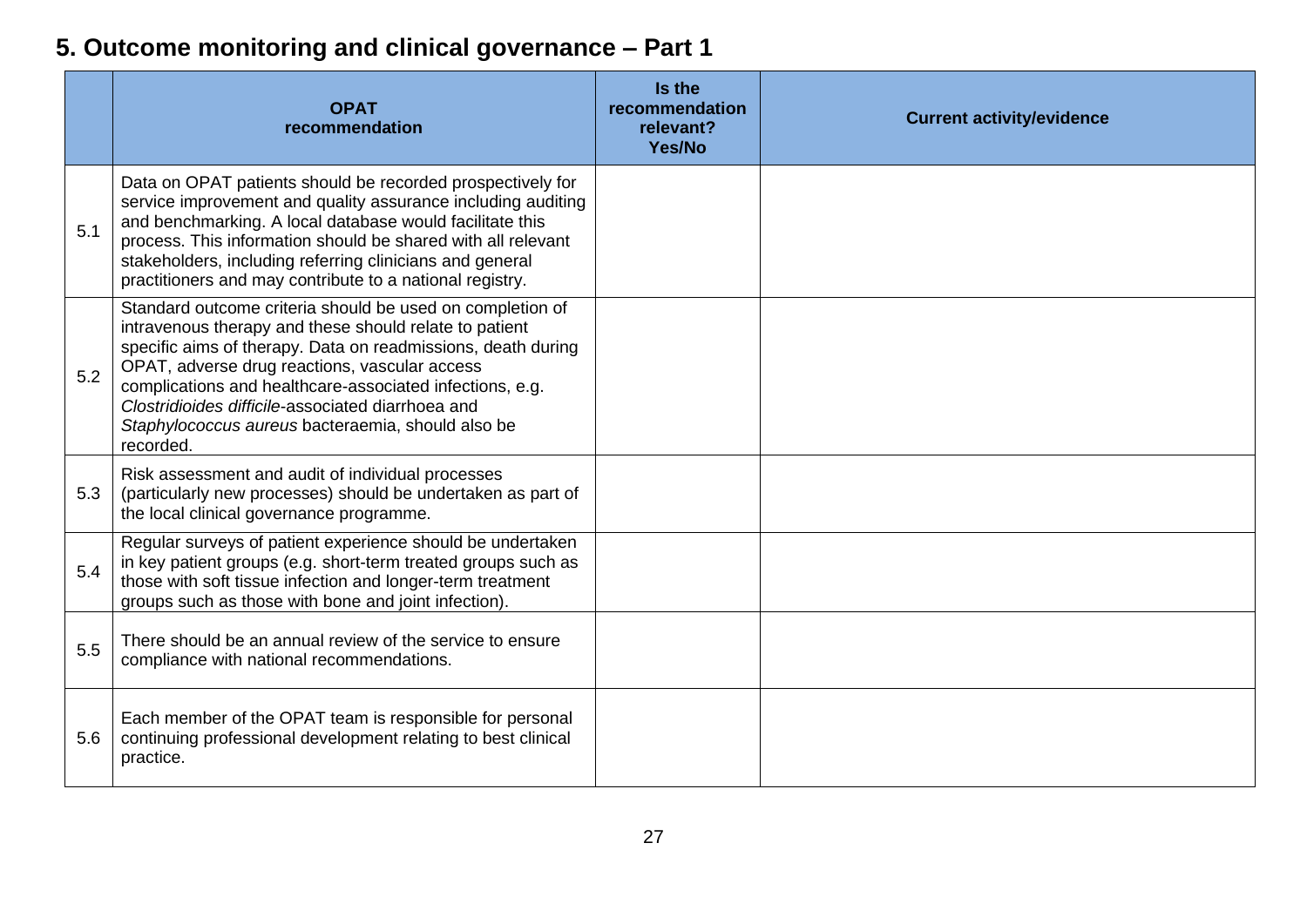## 5. Outcome monitoring and clinical governance – Part 1

| | OPAT recommendation | Is the recommendation relevant? Yes/No | Current activity/evidence |
|---|---|---|---|
| 5.1 | Data on OPAT patients should be recorded prospectively for service improvement and quality assurance including auditing and benchmarking. A local database would facilitate this process. This information should be shared with all relevant stakeholders, including referring clinicians and general practitioners and may contribute to a national registry. | | |
| 5.2 | Standard outcome criteria should be used on completion of intravenous therapy and these should relate to patient specific aims of therapy. Data on readmissions, death during OPAT, adverse drug reactions, vascular access complications and healthcare-associated infections, e.g. *Clostridioides difficile*-associated diarrhoea and *Staphylococcus aureus* bacteraemia, should also be recorded. | | |
| 5.3 | Risk assessment and audit of individual processes (particularly new processes) should be undertaken as part of the local clinical governance programme. | | |
| 5.4 | Regular surveys of patient experience should be undertaken in key patient groups (e.g. short-term treated groups such as those with soft tissue infection and longer-term treatment groups such as those with bone and joint infection). | | |
| 5.5 | There should be an annual review of the service to ensure compliance with national recommendations. | | |
| 5.6 | Each member of the OPAT team is responsible for personal continuing professional development relating to best clinical practice. | | |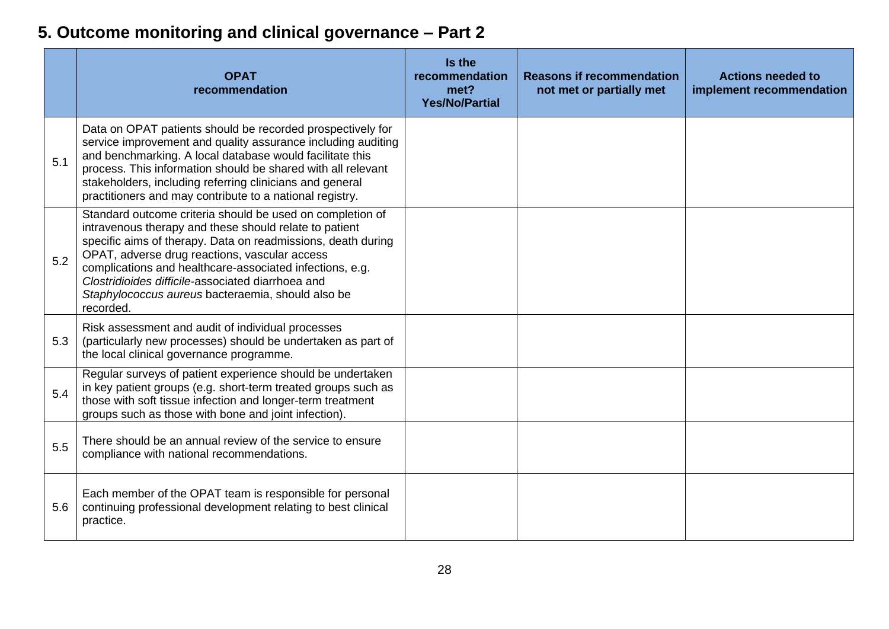## 5. Outcome monitoring and clinical governance – Part 2

| | OPAT recommendation | Is the recommendation met? Yes/No/Partial | Reasons if recommendation not met or partially met | Actions needed to implement recommendation |
|---|---|---|---|---|
| 5.1 | Data on OPAT patients should be recorded prospectively for service improvement and quality assurance including auditing and benchmarking. A local database would facilitate this process. This information should be shared with all relevant stakeholders, including referring clinicians and general practitioners and may contribute to a national registry. | | | |
| 5.2 | Standard outcome criteria should be used on completion of intravenous therapy and these should relate to patient specific aims of therapy. Data on readmissions, death during OPAT, adverse drug reactions, vascular access complications and healthcare-associated infections, e.g. *Clostridioides difficile*-associated diarrhoea and *Staphylococcus aureus* bacteraemia, should also be recorded. | | | |
| 5.3 | Risk assessment and audit of individual processes (particularly new processes) should be undertaken as part of the local clinical governance programme. | | | |
| 5.4 | Regular surveys of patient experience should be undertaken in key patient groups (e.g. short-term treated groups such as those with soft tissue infection and longer-term treatment groups such as those with bone and joint infection). | | | |
| 5.5 | There should be an annual review of the service to ensure compliance with national recommendations. | | | |
| 5.6 | Each member of the OPAT team is responsible for personal continuing professional development relating to best clinical practice. | | | |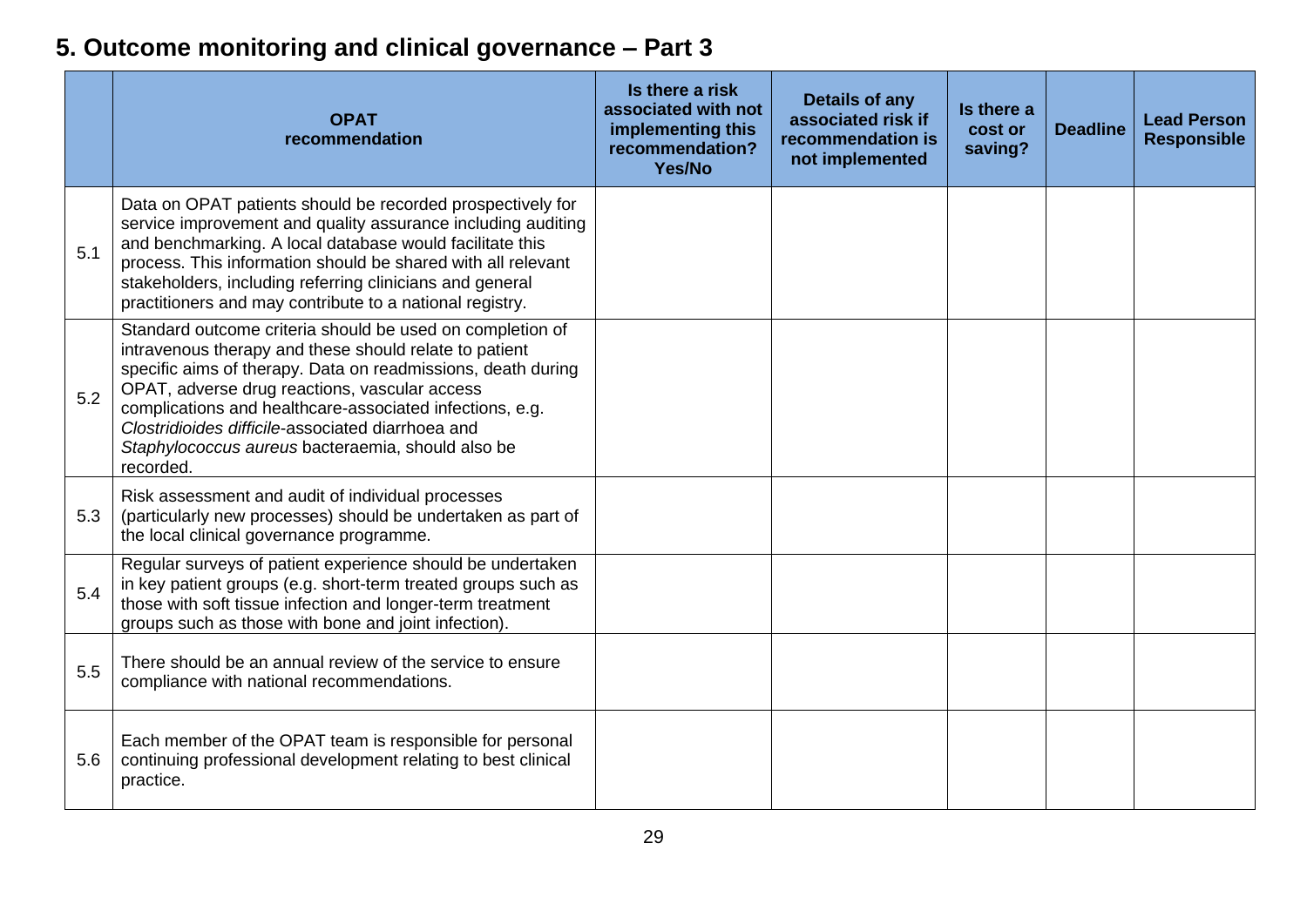## 5. Outcome monitoring and clinical governance – Part 3

| | OPAT recommendation | Is there a risk associated with not implementing this recommendation? Yes/No | Details of any associated risk if recommendation is not implemented | Is there a cost or saving? | Deadline | Lead Person Responsible |
|---|---|---|---|---|---|---|
| 5.1 | Data on OPAT patients should be recorded prospectively for service improvement and quality assurance including auditing and benchmarking. A local database would facilitate this process. This information should be shared with all relevant stakeholders, including referring clinicians and general practitioners and may contribute to a national registry. | | | | | |
| 5.2 | Standard outcome criteria should be used on completion of intravenous therapy and these should relate to patient specific aims of therapy. Data on readmissions, death during OPAT, adverse drug reactions, vascular access complications and healthcare-associated infections, e.g. *Clostridioides difficile*-associated diarrhoea and *Staphylococcus aureus* bacteraemia, should also be recorded. | | | | | |
| 5.3 | Risk assessment and audit of individual processes (particularly new processes) should be undertaken as part of the local clinical governance programme. | | | | | |
| 5.4 | Regular surveys of patient experience should be undertaken in key patient groups (e.g. short-term treated groups such as those with soft tissue infection and longer-term treatment groups such as those with bone and joint infection). | | | | | |
| 5.5 | There should be an annual review of the service to ensure compliance with national recommendations. | | | | | |
| 5.6 | Each member of the OPAT team is responsible for personal continuing professional development relating to best clinical practice. | | | | | |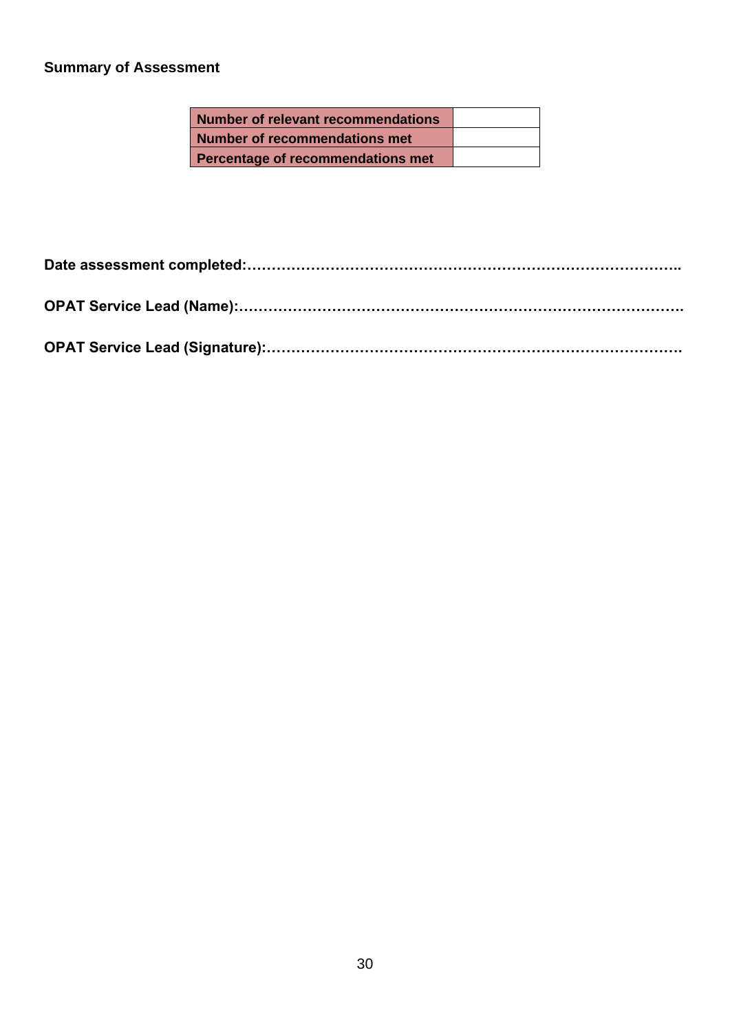**Summary of Assessment**

| | |
|---|---|
| **Number of relevant recommendations** | |
| **Number of recommendations met** | |
| **Percentage of recommendations met** | |

**Date assessment completed:…………………………………………………………………………..**

**OPAT Service Lead (Name):…………………………………………………………………………….**

**OPAT Service Lead (Signature):……………………………………………………………………….**